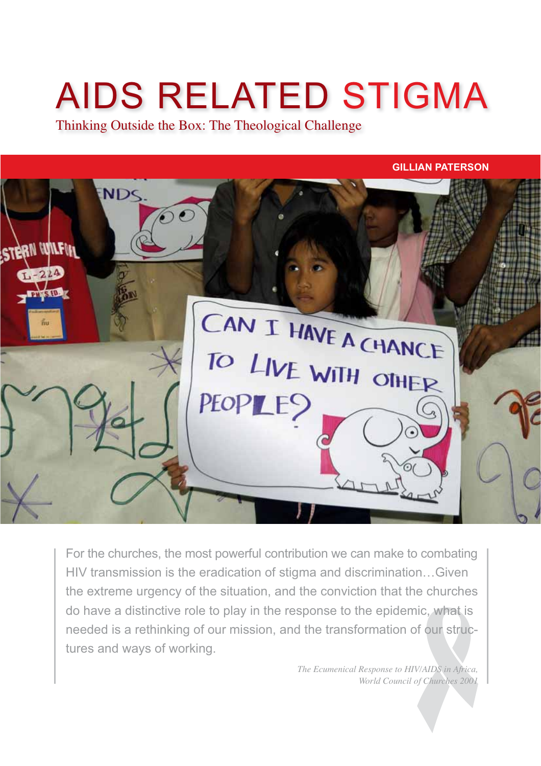# AIDS RELATED STIGMA

## Thinking Outside the Box: The Theological Challenge

**GILLIAN PATERSON**

> For the churches, the most powerful contribution we can make to combating HIV transmission is the eradication of stigma and discrimination…Given the extreme urgency of the situation, and the conviction that the churches do have a distinctive role to play in the response to the epidemic, what is needed is a rethinking of our mission, and the transformation of our structures and ways of working.
>
> *The Ecumenical Response to HIV/AIDS in Africa, World Council of Churches 2001*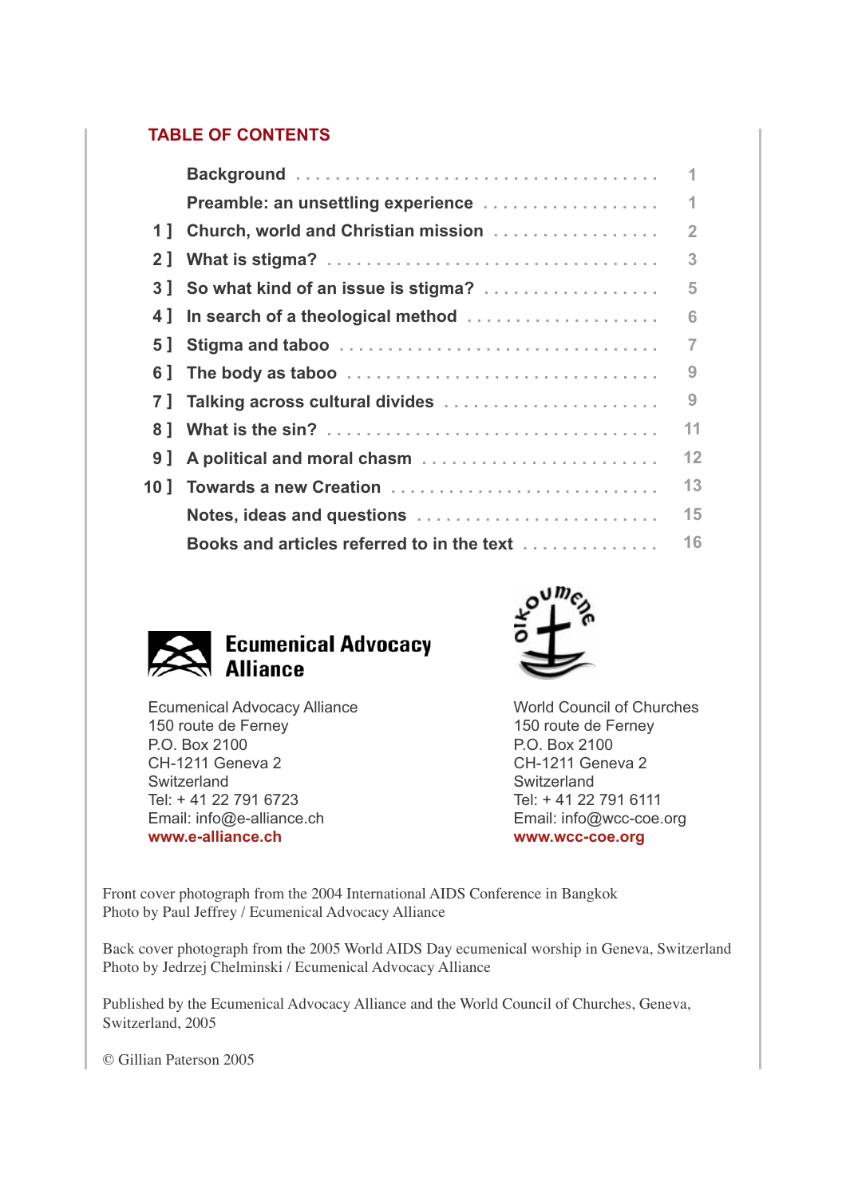## TABLE OF CONTENTS

| | | |
|---|---|---|
| | Background | 1 |
| | Preamble: an unsettling experience | 1 |
| 1 ] | Church, world and Christian mission | 2 |
| 2 ] | What is stigma? | 3 |
| 3 ] | So what kind of an issue is stigma? | 5 |
| 4 ] | In search of a theological method | 6 |
| 5 ] | Stigma and taboo | 7 |
| 6 ] | The body as taboo | 9 |
| 7 ] | Talking across cultural divides | 9 |
| 8 ] | What is the sin? | 11 |
| 9 ] | A political and moral chasm | 12 |
| 10 ] | Towards a new Creation | 13 |
| | Notes, ideas and questions | 15 |
| | Books and articles referred to in the text | 16 |

**Ecumenical Advocacy Alliance**

Ecumenical Advocacy Alliance
150 route de Ferney
P.O. Box 2100
CH-1211 Geneva 2
Switzerland
Tel: + 41 22 791 6723
Email: info@e-alliance.ch
**www.e-alliance.ch**

OIKOUMENE

World Council of Churches
150 route de Ferney
P.O. Box 2100
CH-1211 Geneva 2
Switzerland
Tel: + 41 22 791 6111
Email: info@wcc-coe.org
**www.wcc-coe.org**

Front cover photograph from the 2004 International AIDS Conference in Bangkok
Photo by Paul Jeffrey / Ecumenical Advocacy Alliance

Back cover photograph from the 2005 World AIDS Day ecumenical worship in Geneva, Switzerland
Photo by Jedrzej Chelminski / Ecumenical Advocacy Alliance

Published by the Ecumenical Advocacy Alliance and the World Council of Churches, Geneva, Switzerland, 2005

© Gillian Paterson 2005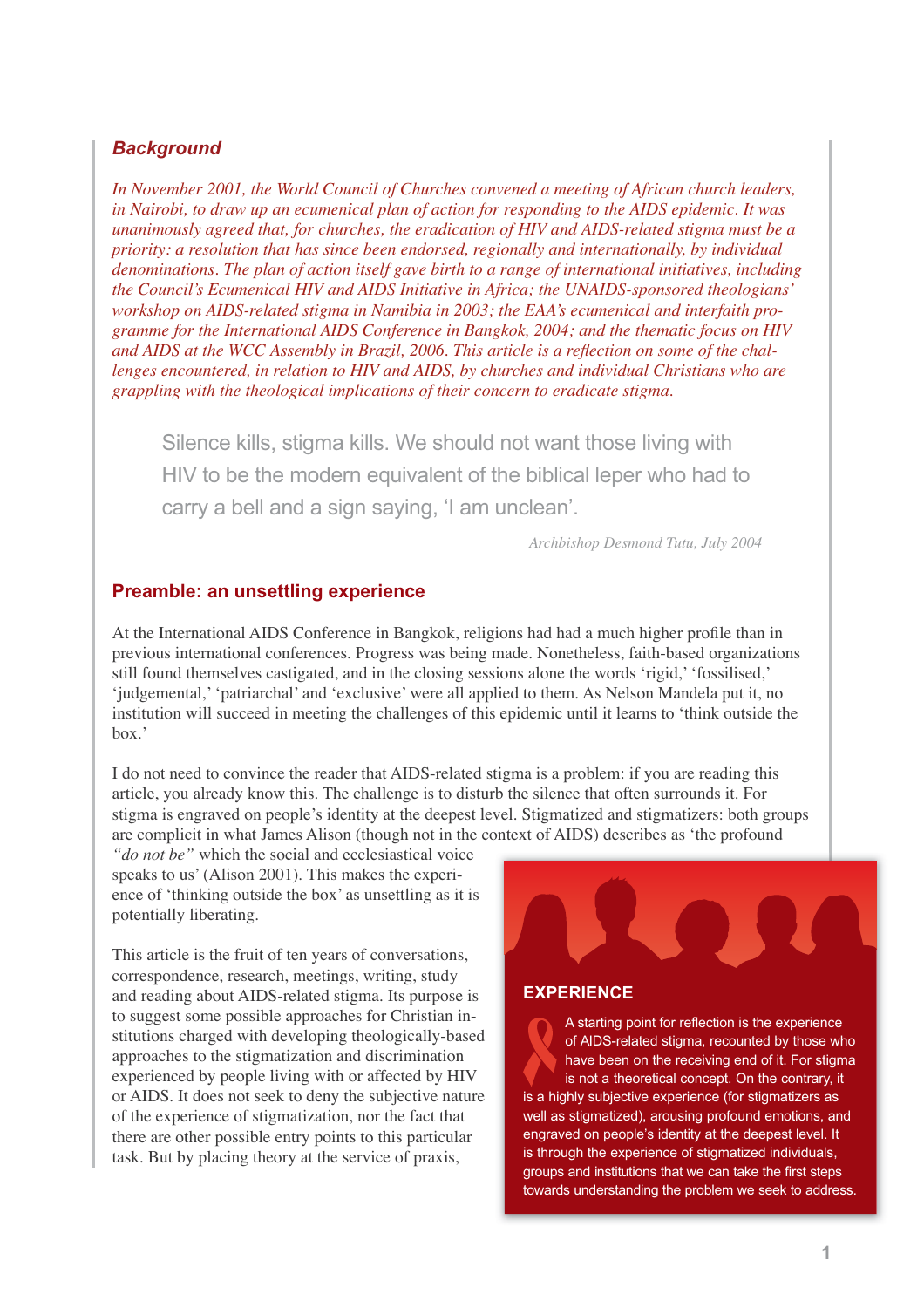## *Background*

*In November 2001, the World Council of Churches convened a meeting of African church leaders, in Nairobi, to draw up an ecumenical plan of action for responding to the AIDS epidemic. It was unanimously agreed that, for churches, the eradication of HIV and AIDS-related stigma must be a priority: a resolution that has since been endorsed, regionally and internationally, by individual denominations. The plan of action itself gave birth to a range of international initiatives, including the Council's Ecumenical HIV and AIDS Initiative in Africa; the UNAIDS-sponsored theologians' workshop on AIDS-related stigma in Namibia in 2003; the EAA's ecumenical and interfaith programme for the International AIDS Conference in Bangkok, 2004; and the thematic focus on HIV and AIDS at the WCC Assembly in Brazil, 2006. This article is a reflection on some of the challenges encountered, in relation to HIV and AIDS, by churches and individual Christians who are grappling with the theological implications of their concern to eradicate stigma.*

> Silence kills, stigma kills. We should not want those living with HIV to be the modern equivalent of the biblical leper who had to carry a bell and a sign saying, 'I am unclean'.
>
> *Archbishop Desmond Tutu, July 2004*

## Preamble: an unsettling experience

At the International AIDS Conference in Bangkok, religions had had a much higher profile than in previous international conferences. Progress was being made. Nonetheless, faith-based organizations still found themselves castigated, and in the closing sessions alone the words 'rigid,' 'fossilised,' 'judgemental,' 'patriarchal' and 'exclusive' were all applied to them. As Nelson Mandela put it, no institution will succeed in meeting the challenges of this epidemic until it learns to 'think outside the box.'

I do not need to convince the reader that AIDS-related stigma is a problem: if you are reading this article, you already know this. The challenge is to disturb the silence that often surrounds it. For stigma is engraved on people's identity at the deepest level. Stigmatized and stigmatizers: both groups are complicit in what James Alison (though not in the context of AIDS) describes as 'the profound *"do not be"* which the social and ecclesiastical voice speaks to us' (Alison 2001). This makes the experience of 'thinking outside the box' as unsettling as it is potentially liberating.

This article is the fruit of ten years of conversations, correspondence, research, meetings, writing, study and reading about AIDS-related stigma. Its purpose is to suggest some possible approaches for Christian institutions charged with developing theologically-based approaches to the stigmatization and discrimination experienced by people living with or affected by HIV or AIDS. It does not seek to deny the subjective nature of the experience of stigmatization, nor the fact that there are other possible entry points to this particular task. But by placing theory at the service of praxis,

### EXPERIENCE

A starting point for reflection is the experience of AIDS-related stigma, recounted by those who have been on the receiving end of it. For stigma is not a theoretical concept. On the contrary, it is a highly subjective experience (for stigmatizers as well as stigmatized), arousing profound emotions, and engraved on people's identity at the deepest level. It is through the experience of stigmatized individuals, groups and institutions that we can take the first steps towards understanding the problem we seek to address.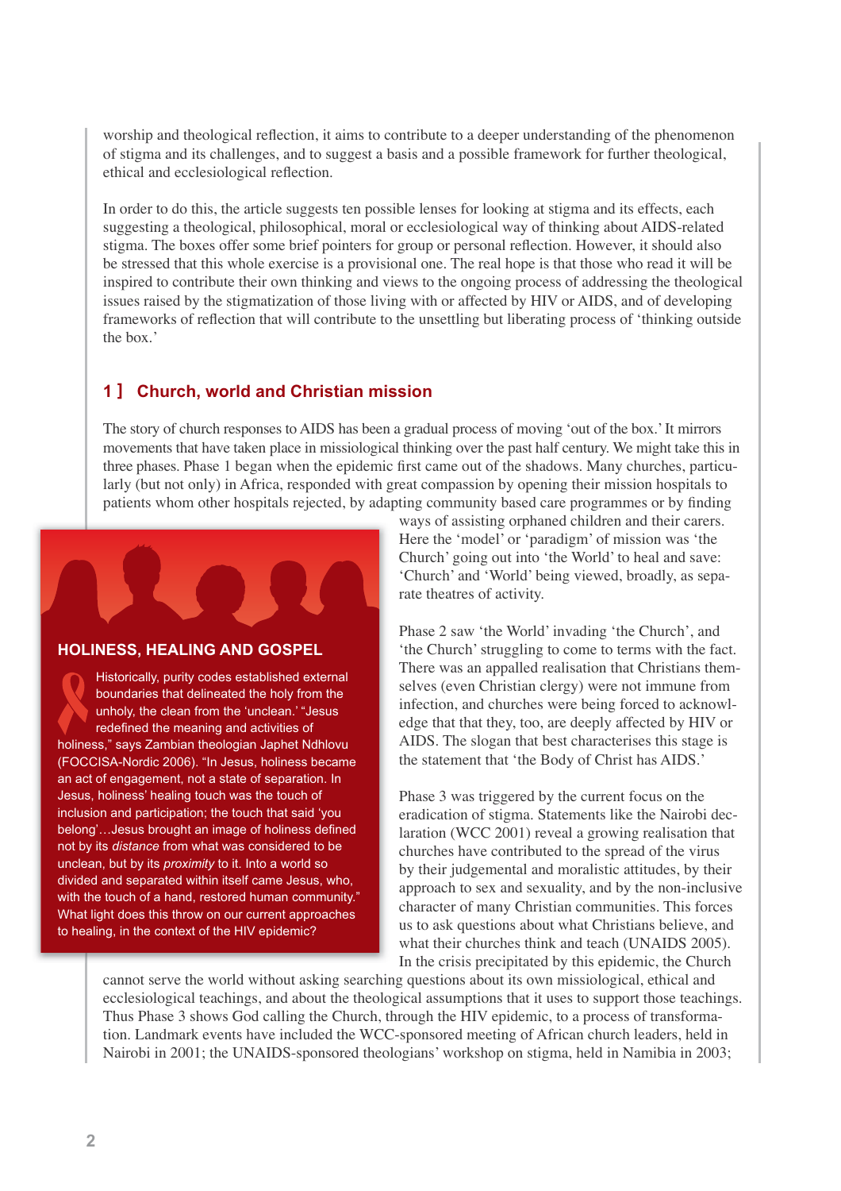worship and theological reflection, it aims to contribute to a deeper understanding of the phenomenon of stigma and its challenges, and to suggest a basis and a possible framework for further theological, ethical and ecclesiological reflection.

In order to do this, the article suggests ten possible lenses for looking at stigma and its effects, each suggesting a theological, philosophical, moral or ecclesiological way of thinking about AIDS-related stigma. The boxes offer some brief pointers for group or personal reflection. However, it should also be stressed that this whole exercise is a provisional one. The real hope is that those who read it will be inspired to contribute their own thinking and views to the ongoing process of addressing the theological issues raised by the stigmatization of those living with or affected by HIV or AIDS, and of developing frameworks of reflection that will contribute to the unsettling but liberating process of 'thinking outside the box.'

## 1 ] Church, world and Christian mission

The story of church responses to AIDS has been a gradual process of moving 'out of the box.' It mirrors movements that have taken place in missiological thinking over the past half century. We might take this in three phases. Phase 1 began when the epidemic first came out of the shadows. Many churches, particularly (but not only) in Africa, responded with great compassion by opening their mission hospitals to patients whom other hospitals rejected, by adapting community based care programmes or by finding ways of assisting orphaned children and their carers. Here the 'model' or 'paradigm' of mission was 'the Church' going out into 'the World' to heal and save: 'Church' and 'World' being viewed, broadly, as separate theatres of activity.

Phase 2 saw 'the World' invading 'the Church', and 'the Church' struggling to come to terms with the fact. There was an appalled realisation that Christians themselves (even Christian clergy) were not immune from infection, and churches were being forced to acknowledge that that they, too, are deeply affected by HIV or AIDS. The slogan that best characterises this stage is the statement that 'the Body of Christ has AIDS.'

Phase 3 was triggered by the current focus on the eradication of stigma. Statements like the Nairobi declaration (WCC 2001) reveal a growing realisation that churches have contributed to the spread of the virus by their judgemental and moralistic attitudes, by their approach to sex and sexuality, and by the non-inclusive character of many Christian communities. This forces us to ask questions about what Christians believe, and what their churches think and teach (UNAIDS 2005). In the crisis precipitated by this epidemic, the Church cannot serve the world without asking searching questions about its own missiological, ethical and ecclesiological teachings, and about the theological assumptions that it uses to support those teachings. Thus Phase 3 shows God calling the Church, through the HIV epidemic, to a process of transformation. Landmark events have included the WCC-sponsored meeting of African church leaders, held in Nairobi in 2001; the UNAIDS-sponsored theologians' workshop on stigma, held in Namibia in 2003;

### HOLINESS, HEALING AND GOSPEL

Historically, purity codes established external boundaries that delineated the holy from the unholy, the clean from the 'unclean.' "Jesus redefined the meaning and activities of holiness," says Zambian theologian Japhet Ndhlovu (FOCCISA-Nordic 2006). "In Jesus, holiness became an act of engagement, not a state of separation. In Jesus, holiness' healing touch was the touch of inclusion and participation; the touch that said 'you belong'…Jesus brought an image of holiness defined not by its *distance* from what was considered to be unclean, but by its *proximity* to it. Into a world so divided and separated within itself came Jesus, who, with the touch of a hand, restored human community." What light does this throw on our current approaches to healing, in the context of the HIV epidemic?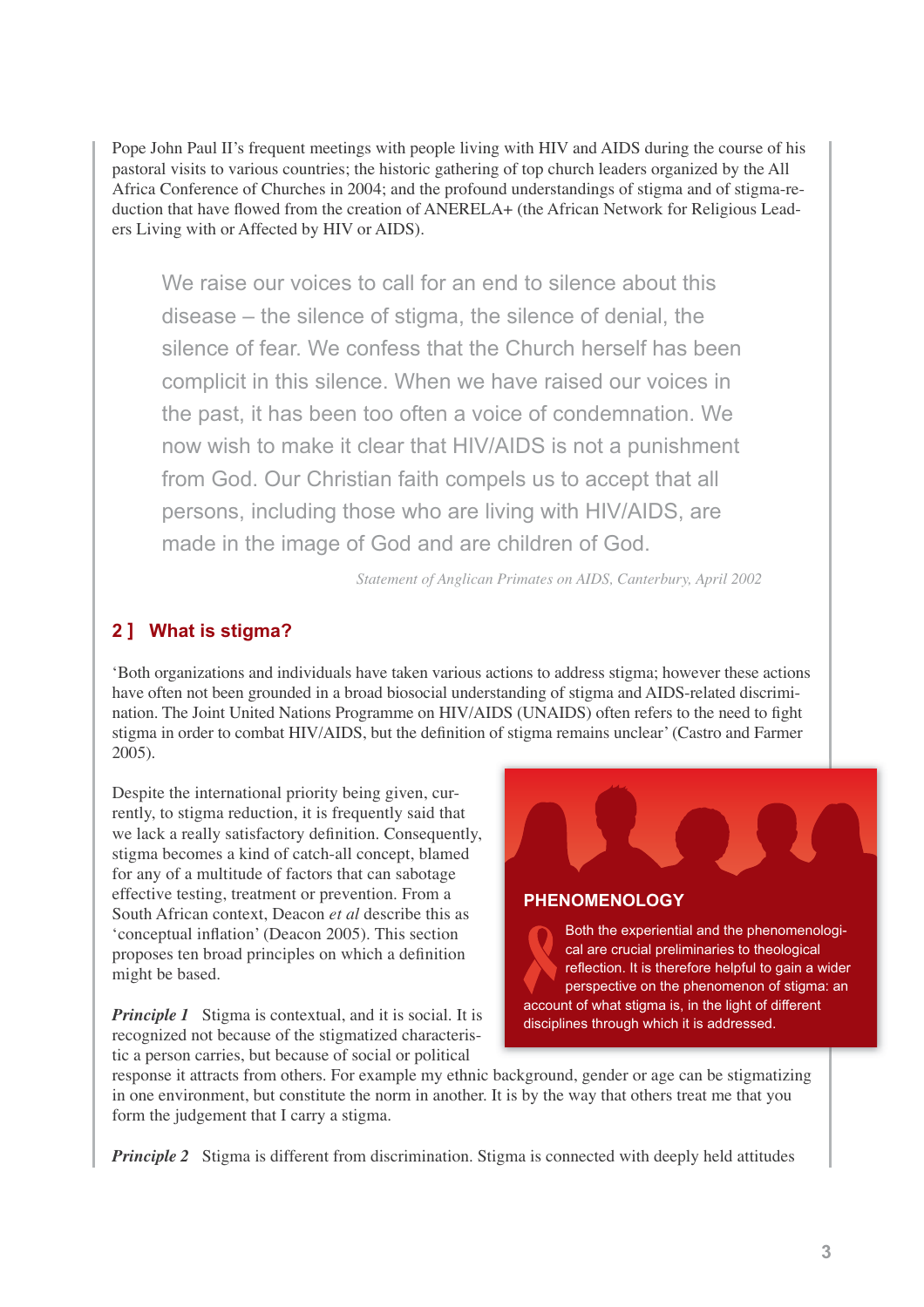Pope John Paul II's frequent meetings with people living with HIV and AIDS during the course of his pastoral visits to various countries; the historic gathering of top church leaders organized by the All Africa Conference of Churches in 2004; and the profound understandings of stigma and of stigma-reduction that have flowed from the creation of ANERELA+ (the African Network for Religious Leaders Living with or Affected by HIV or AIDS).

> We raise our voices to call for an end to silence about this disease – the silence of stigma, the silence of denial, the silence of fear. We confess that the Church herself has been complicit in this silence. When we have raised our voices in the past, it has been too often a voice of condemnation. We now wish to make it clear that HIV/AIDS is not a punishment from God. Our Christian faith compels us to accept that all persons, including those who are living with HIV/AIDS, are made in the image of God and are children of God.
>
> *Statement of Anglican Primates on AIDS, Canterbury, April 2002*

## 2 ] What is stigma?

'Both organizations and individuals have taken various actions to address stigma; however these actions have often not been grounded in a broad biosocial understanding of stigma and AIDS-related discrimination. The Joint United Nations Programme on HIV/AIDS (UNAIDS) often refers to the need to fight stigma in order to combat HIV/AIDS, but the definition of stigma remains unclear' (Castro and Farmer 2005).

Despite the international priority being given, currently, to stigma reduction, it is frequently said that we lack a really satisfactory definition. Consequently, stigma becomes a kind of catch-all concept, blamed for any of a multitude of factors that can sabotage effective testing, treatment or prevention. From a South African context, Deacon *et al* describe this as 'conceptual inflation' (Deacon 2005). This section proposes ten broad principles on which a definition might be based.

**PHENOMENOLOGY**

Both the experiential and the phenomenological are crucial preliminaries to theological reflection. It is therefore helpful to gain a wider perspective on the phenomenon of stigma: an account of what stigma is, in the light of different disciplines through which it is addressed.

***Principle 1*** Stigma is contextual, and it is social. It is recognized not because of the stigmatized characteristic a person carries, but because of social or political response it attracts from others. For example my ethnic background, gender or age can be stigmatizing in one environment, but constitute the norm in another. It is by the way that others treat me that you form the judgement that I carry a stigma.

***Principle 2*** Stigma is different from discrimination. Stigma is connected with deeply held attitudes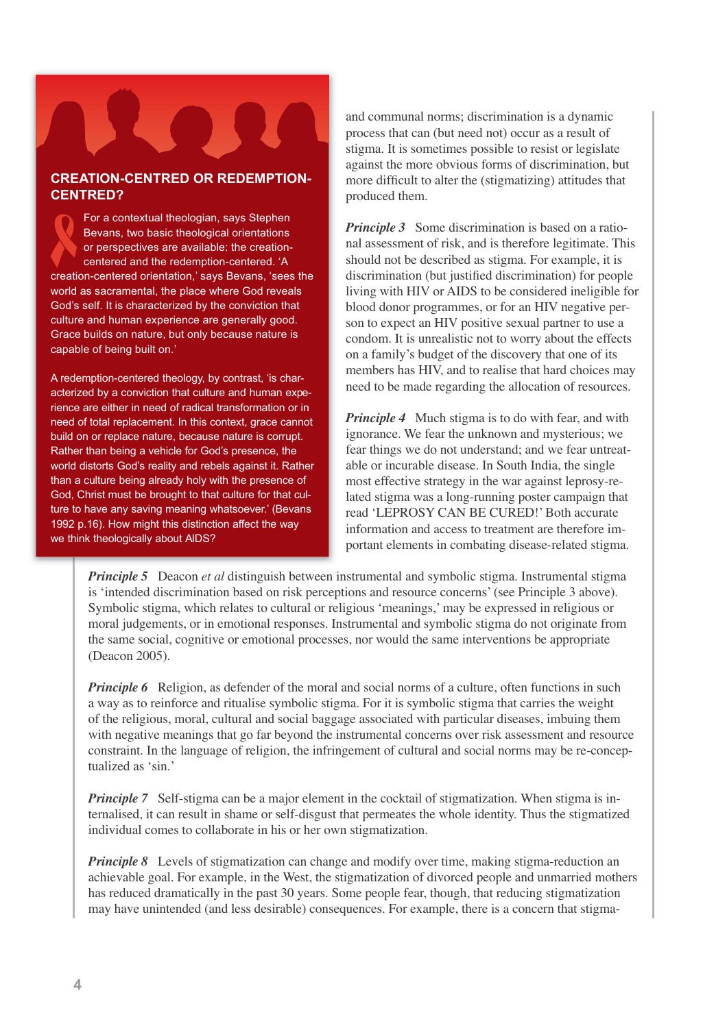## CREATION-CENTRED OR REDEMPTION-CENTRED?

For a contextual theologian, says Stephen Bevans, two basic theological orientations or perspectives are available: the creation-centered and the redemption-centered. 'A creation-centered orientation,' says Bevans, 'sees the world as sacramental, the place where God reveals God's self. It is characterized by the conviction that culture and human experience are generally good. Grace builds on nature, but only because nature is capable of being built on.'

A redemption-centered theology, by contrast, 'is characterized by a conviction that culture and human experience are either in need of radical transformation or in need of total replacement. In this context, grace cannot build on or replace nature, because nature is corrupt. Rather than being a vehicle for God's presence, the world distorts God's reality and rebels against it. Rather than a culture being already holy with the presence of God, Christ must be brought to that culture for that culture to have any saving meaning whatsoever.' (Bevans 1992 p.16). How might this distinction affect the way we think theologically about AIDS?

and communal norms; discrimination is a dynamic process that can (but need not) occur as a result of stigma. It is sometimes possible to resist or legislate against the more obvious forms of discrimination, but more difficult to alter the (stigmatizing) attitudes that produced them.

***Principle 3*** Some discrimination is based on a rational assessment of risk, and is therefore legitimate. This should not be described as stigma. For example, it is discrimination (but justified discrimination) for people living with HIV or AIDS to be considered ineligible for blood donor programmes, or for an HIV negative person to expect an HIV positive sexual partner to use a condom. It is unrealistic not to worry about the effects on a family's budget of the discovery that one of its members has HIV, and to realise that hard choices may need to be made regarding the allocation of resources.

***Principle 4*** Much stigma is to do with fear, and with ignorance. We fear the unknown and mysterious; we fear things we do not understand; and we fear untreatable or incurable disease. In South India, the single most effective strategy in the war against leprosy-related stigma was a long-running poster campaign that read 'LEPROSY CAN BE CURED!' Both accurate information and access to treatment are therefore important elements in combating disease-related stigma.

***Principle 5*** Deacon *et al* distinguish between instrumental and symbolic stigma. Instrumental stigma is 'intended discrimination based on risk perceptions and resource concerns' (see Principle 3 above). Symbolic stigma, which relates to cultural or religious 'meanings,' may be expressed in religious or moral judgements, or in emotional responses. Instrumental and symbolic stigma do not originate from the same social, cognitive or emotional processes, nor would the same interventions be appropriate (Deacon 2005).

***Principle 6*** Religion, as defender of the moral and social norms of a culture, often functions in such a way as to reinforce and ritualise symbolic stigma. For it is symbolic stigma that carries the weight of the religious, moral, cultural and social baggage associated with particular diseases, imbuing them with negative meanings that go far beyond the instrumental concerns over risk assessment and resource constraint. In the language of religion, the infringement of cultural and social norms may be re-conceptualized as 'sin.'

***Principle 7*** Self-stigma can be a major element in the cocktail of stigmatization. When stigma is internalised, it can result in shame or self-disgust that permeates the whole identity. Thus the stigmatized individual comes to collaborate in his or her own stigmatization.

***Principle 8*** Levels of stigmatization can change and modify over time, making stigma-reduction an achievable goal. For example, in the West, the stigmatization of divorced people and unmarried mothers has reduced dramatically in the past 30 years. Some people fear, though, that reducing stigmatization may have unintended (and less desirable) consequences. For example, there is a concern that stigma-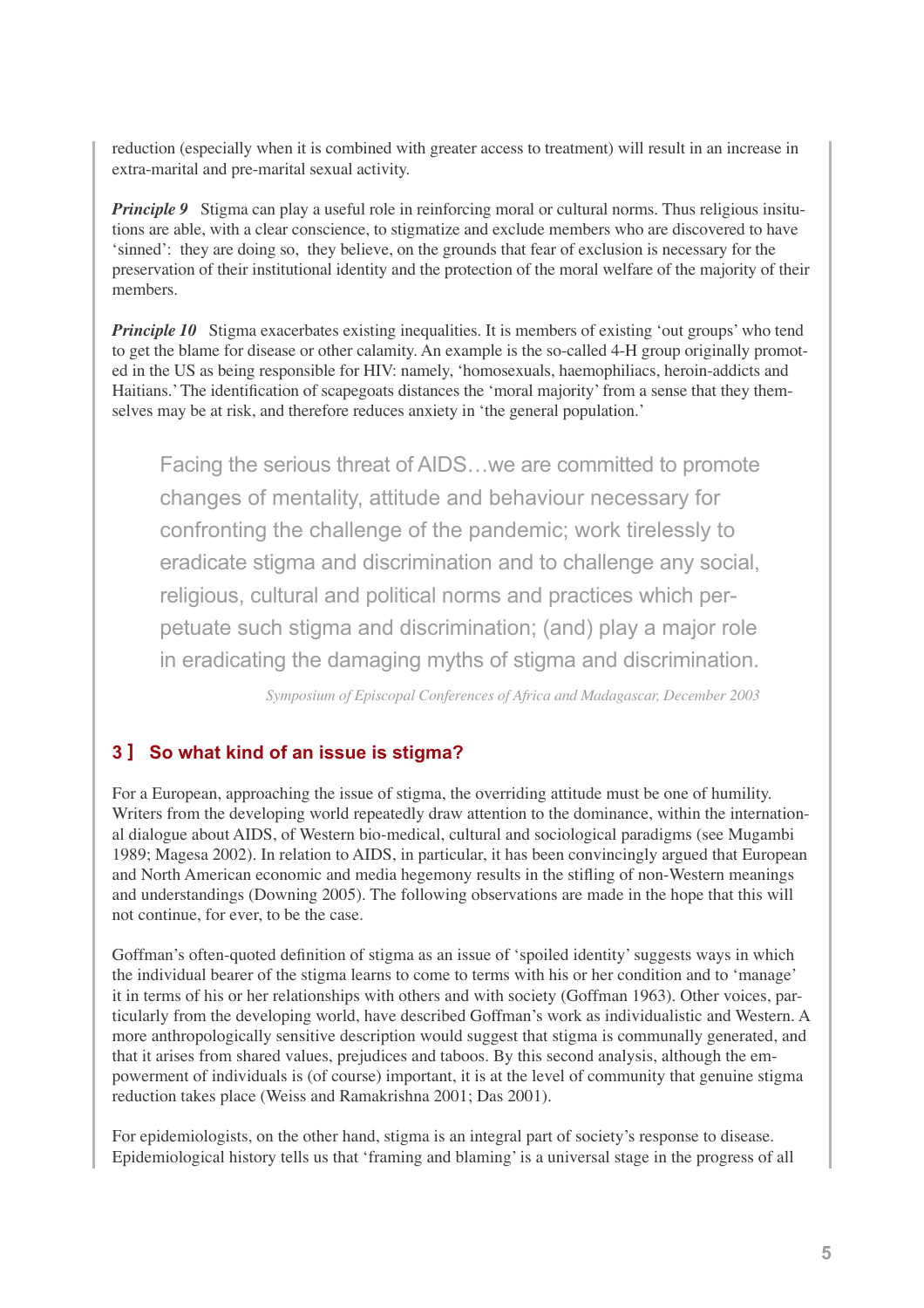reduction (especially when it is combined with greater access to treatment) will result in an increase in extra-marital and pre-marital sexual activity.

***Principle 9*** Stigma can play a useful role in reinforcing moral or cultural norms. Thus religious insitutions are able, with a clear conscience, to stigmatize and exclude members who are discovered to have 'sinned': they are doing so, they believe, on the grounds that fear of exclusion is necessary for the preservation of their institutional identity and the protection of the moral welfare of the majority of their members.

***Principle 10*** Stigma exacerbates existing inequalities. It is members of existing 'out groups' who tend to get the blame for disease or other calamity. An example is the so-called 4-H group originally promoted in the US as being responsible for HIV: namely, 'homosexuals, haemophiliacs, heroin-addicts and Haitians.' The identification of scapegoats distances the 'moral majority' from a sense that they themselves may be at risk, and therefore reduces anxiety in 'the general population.'

> Facing the serious threat of AIDS…we are committed to promote changes of mentality, attitude and behaviour necessary for confronting the challenge of the pandemic; work tirelessly to eradicate stigma and discrimination and to challenge any social, religious, cultural and political norms and practices which perpetuate such stigma and discrimination; (and) play a major role in eradicating the damaging myths of stigma and discrimination.
>
> *Symposium of Episcopal Conferences of Africa and Madagascar, December 2003*

## 3 ] So what kind of an issue is stigma?

For a European, approaching the issue of stigma, the overriding attitude must be one of humility. Writers from the developing world repeatedly draw attention to the dominance, within the international dialogue about AIDS, of Western bio-medical, cultural and sociological paradigms (see Mugambi 1989; Magesa 2002). In relation to AIDS, in particular, it has been convincingly argued that European and North American economic and media hegemony results in the stifling of non-Western meanings and understandings (Downing 2005). The following observations are made in the hope that this will not continue, for ever, to be the case.

Goffman's often-quoted definition of stigma as an issue of 'spoiled identity' suggests ways in which the individual bearer of the stigma learns to come to terms with his or her condition and to 'manage' it in terms of his or her relationships with others and with society (Goffman 1963). Other voices, particularly from the developing world, have described Goffman's work as individualistic and Western. A more anthropologically sensitive description would suggest that stigma is communally generated, and that it arises from shared values, prejudices and taboos. By this second analysis, although the empowerment of individuals is (of course) important, it is at the level of community that genuine stigma reduction takes place (Weiss and Ramakrishna 2001; Das 2001).

For epidemiologists, on the other hand, stigma is an integral part of society's response to disease. Epidemiological history tells us that 'framing and blaming' is a universal stage in the progress of all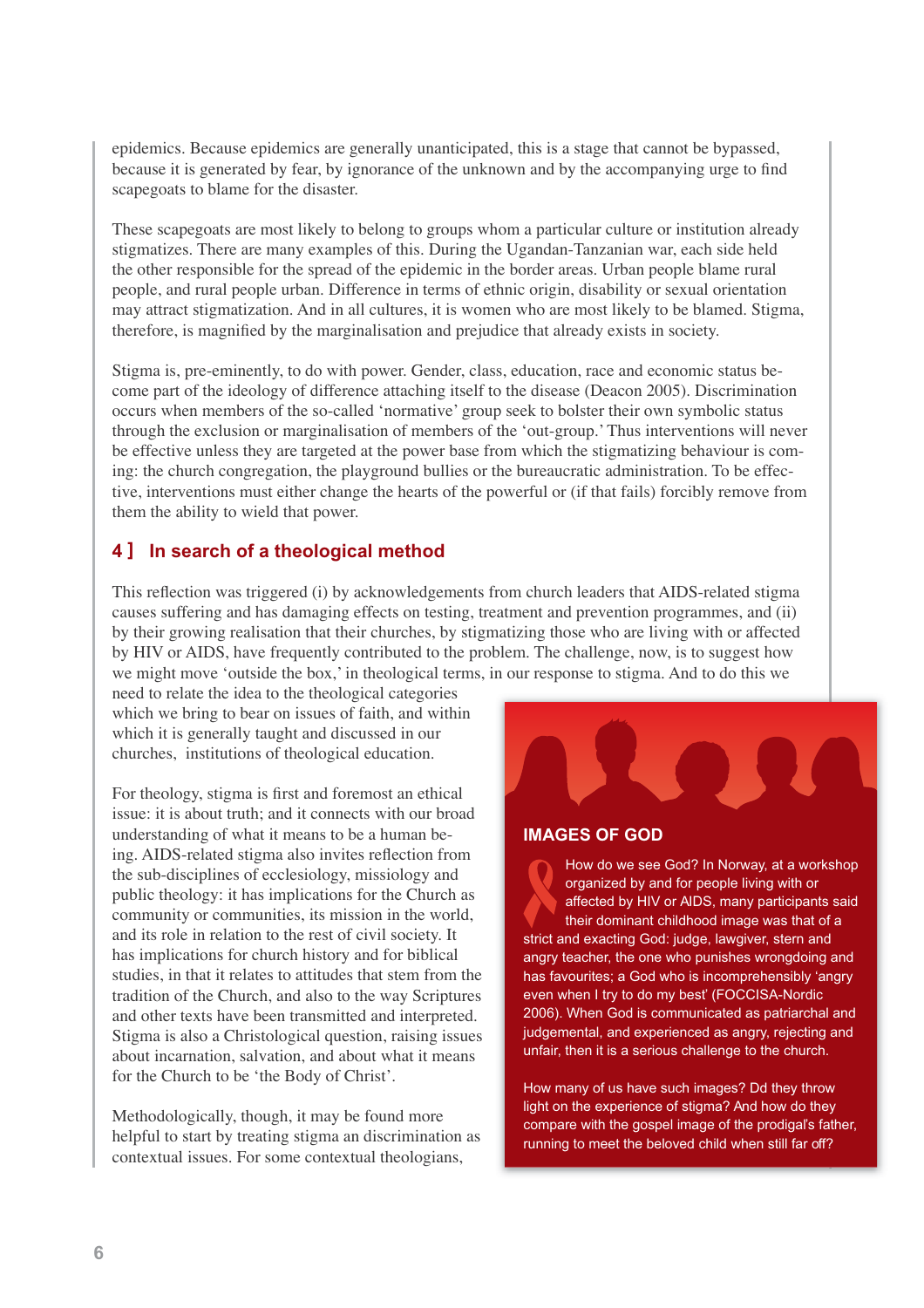epidemics. Because epidemics are generally unanticipated, this is a stage that cannot be bypassed, because it is generated by fear, by ignorance of the unknown and by the accompanying urge to find scapegoats to blame for the disaster.

These scapegoats are most likely to belong to groups whom a particular culture or institution already stigmatizes. There are many examples of this. During the Ugandan-Tanzanian war, each side held the other responsible for the spread of the epidemic in the border areas. Urban people blame rural people, and rural people urban. Difference in terms of ethnic origin, disability or sexual orientation may attract stigmatization. And in all cultures, it is women who are most likely to be blamed. Stigma, therefore, is magnified by the marginalisation and prejudice that already exists in society.

Stigma is, pre-eminently, to do with power. Gender, class, education, race and economic status become part of the ideology of difference attaching itself to the disease (Deacon 2005). Discrimination occurs when members of the so-called 'normative' group seek to bolster their own symbolic status through the exclusion or marginalisation of members of the 'out-group.' Thus interventions will never be effective unless they are targeted at the power base from which the stigmatizing behaviour is coming: the church congregation, the playground bullies or the bureaucratic administration. To be effective, interventions must either change the hearts of the powerful or (if that fails) forcibly remove from them the ability to wield that power.

## 4 ] In search of a theological method

This reflection was triggered (i) by acknowledgements from church leaders that AIDS-related stigma causes suffering and has damaging effects on testing, treatment and prevention programmes, and (ii) by their growing realisation that their churches, by stigmatizing those who are living with or affected by HIV or AIDS, have frequently contributed to the problem. The challenge, now, is to suggest how we might move 'outside the box,' in theological terms, in our response to stigma. And to do this we need to relate the idea to the theological categories which we bring to bear on issues of faith, and within which it is generally taught and discussed in our churches, institutions of theological education.

For theology, stigma is first and foremost an ethical issue: it is about truth; and it connects with our broad understanding of what it means to be a human being. AIDS-related stigma also invites reflection from the sub-disciplines of ecclesiology, missiology and public theology: it has implications for the Church as community or communities, its mission in the world, and its role in relation to the rest of civil society. It has implications for church history and for biblical studies, in that it relates to attitudes that stem from the tradition of the Church, and also to the way Scriptures and other texts have been transmitted and interpreted. Stigma is also a Christological question, raising issues about incarnation, salvation, and about what it means for the Church to be 'the Body of Christ'.

Methodologically, though, it may be found more helpful to start by treating stigma an discrimination as contextual issues. For some contextual theologians,

### IMAGES OF GOD

How do we see God? In Norway, at a workshop organized by and for people living with or affected by HIV or AIDS, many participants said their dominant childhood image was that of a strict and exacting God: judge, lawgiver, stern and angry teacher, the one who punishes wrongdoing and has favourites; a God who is incomprehensibly 'angry even when I try to do my best' (FOCCISA-Nordic 2006). When God is communicated as patriarchal and judgemental, and experienced as angry, rejecting and unfair, then it is a serious challenge to the church.

How many of us have such images? Dd they throw light on the experience of stigma? And how do they compare with the gospel image of the prodigal's father, running to meet the beloved child when still far off?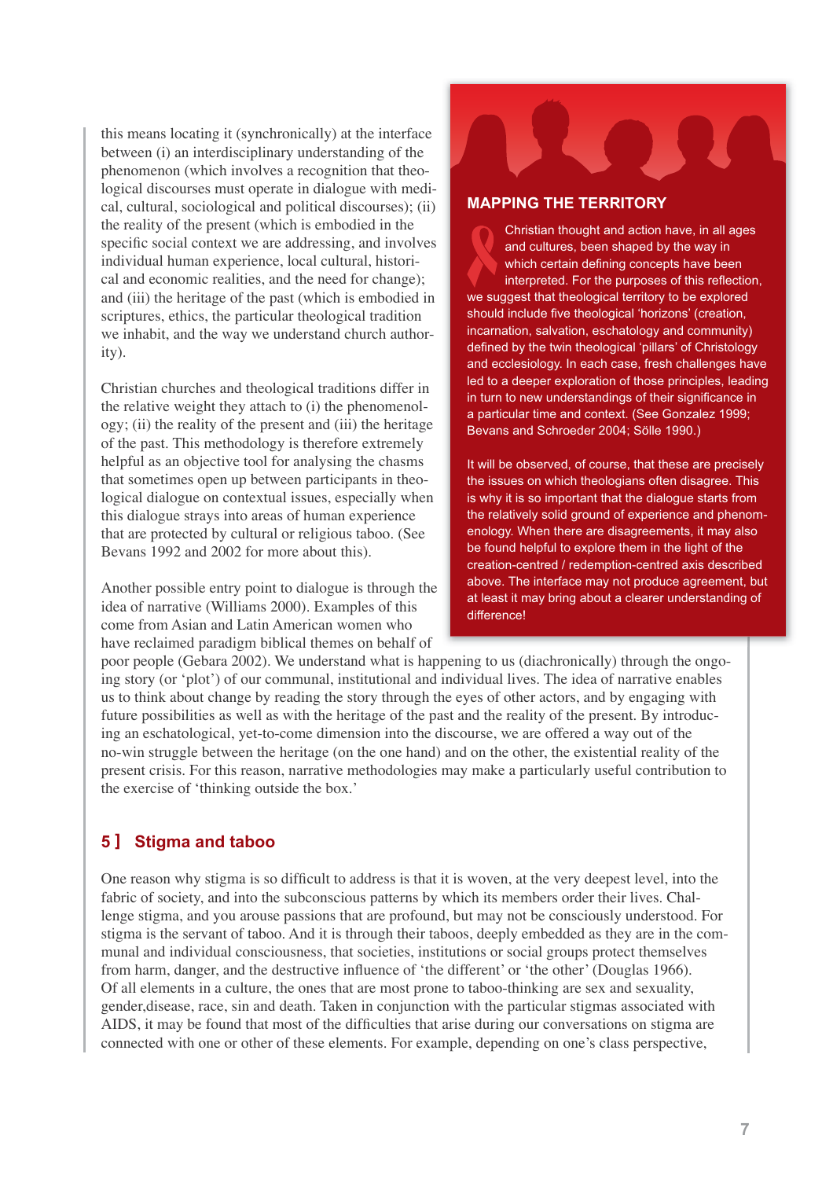this means locating it (synchronically) at the interface between (i) an interdisciplinary understanding of the phenomenon (which involves a recognition that theological discourses must operate in dialogue with medical, cultural, sociological and political discourses); (ii) the reality of the present (which is embodied in the specific social context we are addressing, and involves individual human experience, local cultural, historical and economic realities, and the need for change); and (iii) the heritage of the past (which is embodied in scriptures, ethics, the particular theological tradition we inhabit, and the way we understand church authority).

Christian churches and theological traditions differ in the relative weight they attach to (i) the phenomenology; (ii) the reality of the present and (iii) the heritage of the past. This methodology is therefore extremely helpful as an objective tool for analysing the chasms that sometimes open up between participants in theological dialogue on contextual issues, especially when this dialogue strays into areas of human experience that are protected by cultural or religious taboo. (See Bevans 1992 and 2002 for more about this).

Another possible entry point to dialogue is through the idea of narrative (Williams 2000). Examples of this come from Asian and Latin American women who have reclaimed paradigm biblical themes on behalf of poor people (Gebara 2002). We understand what is happening to us (diachronically) through the ongoing story (or 'plot') of our communal, institutional and individual lives. The idea of narrative enables us to think about change by reading the story through the eyes of other actors, and by engaging with future possibilities as well as with the heritage of the past and the reality of the present. By introducing an eschatological, yet-to-come dimension into the discourse, we are offered a way out of the no-win struggle between the heritage (on the one hand) and on the other, the existential reality of the present crisis. For this reason, narrative methodologies may make a particularly useful contribution to the exercise of 'thinking outside the box.'

### MAPPING THE TERRITORY

Christian thought and action have, in all ages and cultures, been shaped by the way in which certain defining concepts have been interpreted. For the purposes of this reflection, we suggest that theological territory to be explored should include five theological 'horizons' (creation, incarnation, salvation, eschatology and community) defined by the twin theological 'pillars' of Christology and ecclesiology. In each case, fresh challenges have led to a deeper exploration of those principles, leading in turn to new understandings of their significance in a particular time and context. (See Gonzalez 1999; Bevans and Schroeder 2004; Sölle 1990.)

It will be observed, of course, that these are precisely the issues on which theologians often disagree. This is why it is so important that the dialogue starts from the relatively solid ground of experience and phenomenology. When there are disagreements, it may also be found helpful to explore them in the light of the creation-centred / redemption-centred axis described above. The interface may not produce agreement, but at least it may bring about a clearer understanding of difference!

## 5 ] Stigma and taboo

One reason why stigma is so difficult to address is that it is woven, at the very deepest level, into the fabric of society, and into the subconscious patterns by which its members order their lives. Challenge stigma, and you arouse passions that are profound, but may not be consciously understood. For stigma is the servant of taboo. And it is through their taboos, deeply embedded as they are in the communal and individual consciousness, that societies, institutions or social groups protect themselves from harm, danger, and the destructive influence of 'the different' or 'the other' (Douglas 1966). Of all elements in a culture, the ones that are most prone to taboo-thinking are sex and sexuality, gender,disease, race, sin and death. Taken in conjunction with the particular stigmas associated with AIDS, it may be found that most of the difficulties that arise during our conversations on stigma are connected with one or other of these elements. For example, depending on one's class perspective,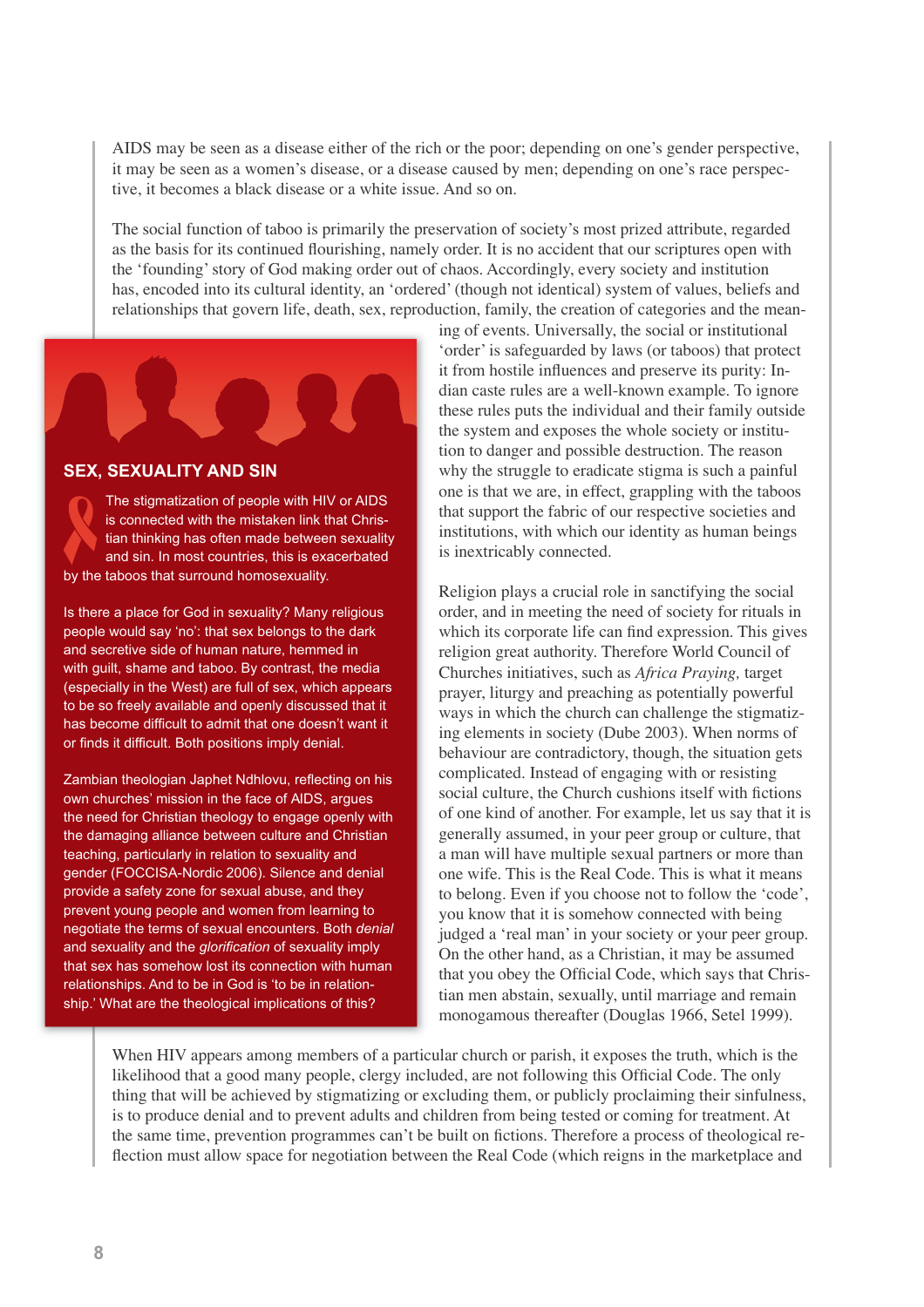AIDS may be seen as a disease either of the rich or the poor; depending on one's gender perspective, it may be seen as a women's disease, or a disease caused by men; depending on one's race perspective, it becomes a black disease or a white issue. And so on.

The social function of taboo is primarily the preservation of society's most prized attribute, regarded as the basis for its continued flourishing, namely order. It is no accident that our scriptures open with the 'founding' story of God making order out of chaos. Accordingly, every society and institution has, encoded into its cultural identity, an 'ordered' (though not identical) system of values, beliefs and relationships that govern life, death, sex, reproduction, family, the creation of categories and the meaning of events. Universally, the social or institutional 'order' is safeguarded by laws (or taboos) that protect it from hostile influences and preserve its purity: Indian caste rules are a well-known example. To ignore these rules puts the individual and their family outside the system and exposes the whole society or institution to danger and possible destruction. The reason why the struggle to eradicate stigma is such a painful one is that we are, in effect, grappling with the taboos that support the fabric of our respective societies and institutions, with which our identity as human beings is inextricably connected.

Religion plays a crucial role in sanctifying the social order, and in meeting the need of society for rituals in which its corporate life can find expression. This gives religion great authority. Therefore World Council of Churches initiatives, such as *Africa Praying,* target prayer, liturgy and preaching as potentially powerful ways in which the church can challenge the stigmatizing elements in society (Dube 2003). When norms of behaviour are contradictory, though, the situation gets complicated. Instead of engaging with or resisting social culture, the Church cushions itself with fictions of one kind of another. For example, let us say that it is generally assumed, in your peer group or culture, that a man will have multiple sexual partners or more than one wife. This is the Real Code. This is what it means to belong. Even if you choose not to follow the 'code', you know that it is somehow connected with being judged a 'real man' in your society or your peer group. On the other hand, as a Christian, it may be assumed that you obey the Official Code, which says that Christian men abstain, sexually, until marriage and remain monogamous thereafter (Douglas 1966, Setel 1999).

## SEX, SEXUALITY AND SIN

The stigmatization of people with HIV or AIDS is connected with the mistaken link that Christian thinking has often made between sexuality and sin. In most countries, this is exacerbated by the taboos that surround homosexuality.

Is there a place for God in sexuality? Many religious people would say 'no': that sex belongs to the dark and secretive side of human nature, hemmed in with guilt, shame and taboo. By contrast, the media (especially in the West) are full of sex, which appears to be so freely available and openly discussed that it has become difficult to admit that one doesn't want it or finds it difficult. Both positions imply denial.

Zambian theologian Japhet Ndhlovu, reflecting on his own churches' mission in the face of AIDS, argues the need for Christian theology to engage openly with the damaging alliance between culture and Christian teaching, particularly in relation to sexuality and gender (FOCCISA-Nordic 2006). Silence and denial provide a safety zone for sexual abuse, and they prevent young people and women from learning to negotiate the terms of sexual encounters. Both *denial* and sexuality and the *glorification* of sexuality imply that sex has somehow lost its connection with human relationships. And to be in God is 'to be in relationship.' What are the theological implications of this?

When HIV appears among members of a particular church or parish, it exposes the truth, which is the likelihood that a good many people, clergy included, are not following this Official Code. The only thing that will be achieved by stigmatizing or excluding them, or publicly proclaiming their sinfulness, is to produce denial and to prevent adults and children from being tested or coming for treatment. At the same time, prevention programmes can't be built on fictions. Therefore a process of theological reflection must allow space for negotiation between the Real Code (which reigns in the marketplace and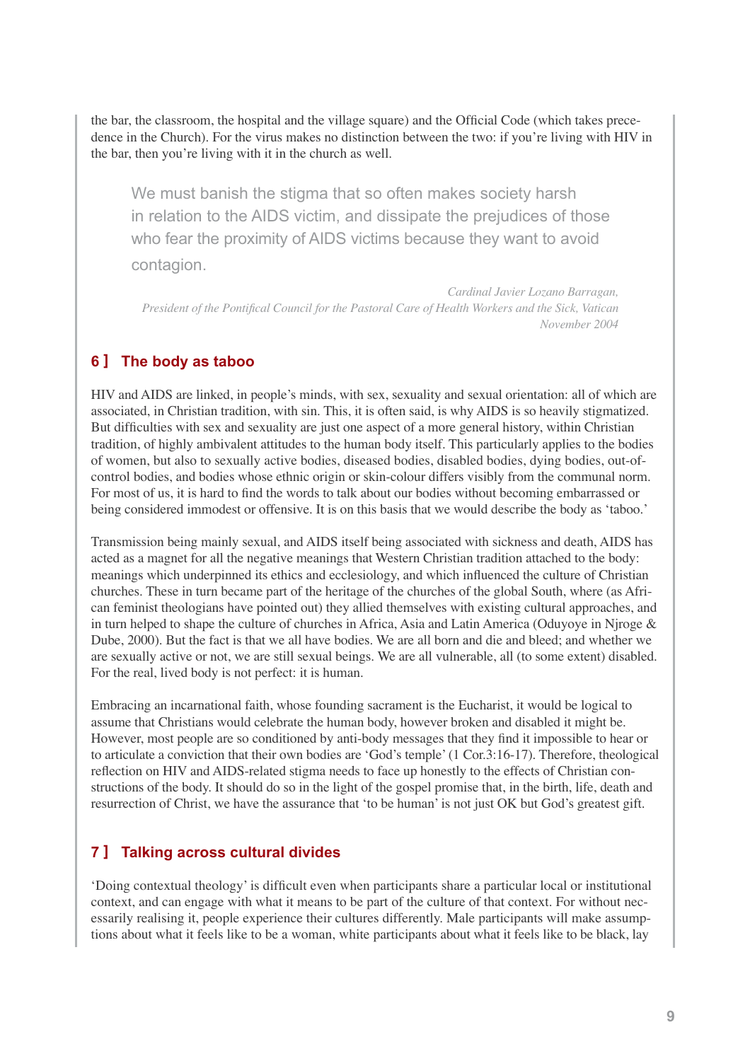the bar, the classroom, the hospital and the village square) and the Official Code (which takes precedence in the Church). For the virus makes no distinction between the two: if you're living with HIV in the bar, then you're living with it in the church as well.

> We must banish the stigma that so often makes society harsh in relation to the AIDS victim, and dissipate the prejudices of those who fear the proximity of AIDS victims because they want to avoid contagion.
>
> *Cardinal Javier Lozano Barragan,*
> *President of the Pontifical Council for the Pastoral Care of Health Workers and the Sick, Vatican*
> *November 2004*

## 6 ] The body as taboo

HIV and AIDS are linked, in people's minds, with sex, sexuality and sexual orientation: all of which are associated, in Christian tradition, with sin. This, it is often said, is why AIDS is so heavily stigmatized. But difficulties with sex and sexuality are just one aspect of a more general history, within Christian tradition, of highly ambivalent attitudes to the human body itself. This particularly applies to the bodies of women, but also to sexually active bodies, diseased bodies, disabled bodies, dying bodies, out-of-control bodies, and bodies whose ethnic origin or skin-colour differs visibly from the communal norm. For most of us, it is hard to find the words to talk about our bodies without becoming embarrassed or being considered immodest or offensive. It is on this basis that we would describe the body as 'taboo.'

Transmission being mainly sexual, and AIDS itself being associated with sickness and death, AIDS has acted as a magnet for all the negative meanings that Western Christian tradition attached to the body: meanings which underpinned its ethics and ecclesiology, and which influenced the culture of Christian churches. These in turn became part of the heritage of the churches of the global South, where (as African feminist theologians have pointed out) they allied themselves with existing cultural approaches, and in turn helped to shape the culture of churches in Africa, Asia and Latin America (Oduyoye in Njroge & Dube, 2000). But the fact is that we all have bodies. We are all born and die and bleed; and whether we are sexually active or not, we are still sexual beings. We are all vulnerable, all (to some extent) disabled. For the real, lived body is not perfect: it is human.

Embracing an incarnational faith, whose founding sacrament is the Eucharist, it would be logical to assume that Christians would celebrate the human body, however broken and disabled it might be. However, most people are so conditioned by anti-body messages that they find it impossible to hear or to articulate a conviction that their own bodies are 'God's temple' (1 Cor.3:16-17). Therefore, theological reflection on HIV and AIDS-related stigma needs to face up honestly to the effects of Christian constructions of the body. It should do so in the light of the gospel promise that, in the birth, life, death and resurrection of Christ, we have the assurance that 'to be human' is not just OK but God's greatest gift.

## 7 ] Talking across cultural divides

'Doing contextual theology' is difficult even when participants share a particular local or institutional context, and can engage with what it means to be part of the culture of that context. For without necessarily realising it, people experience their cultures differently. Male participants will make assumptions about what it feels like to be a woman, white participants about what it feels like to be black, lay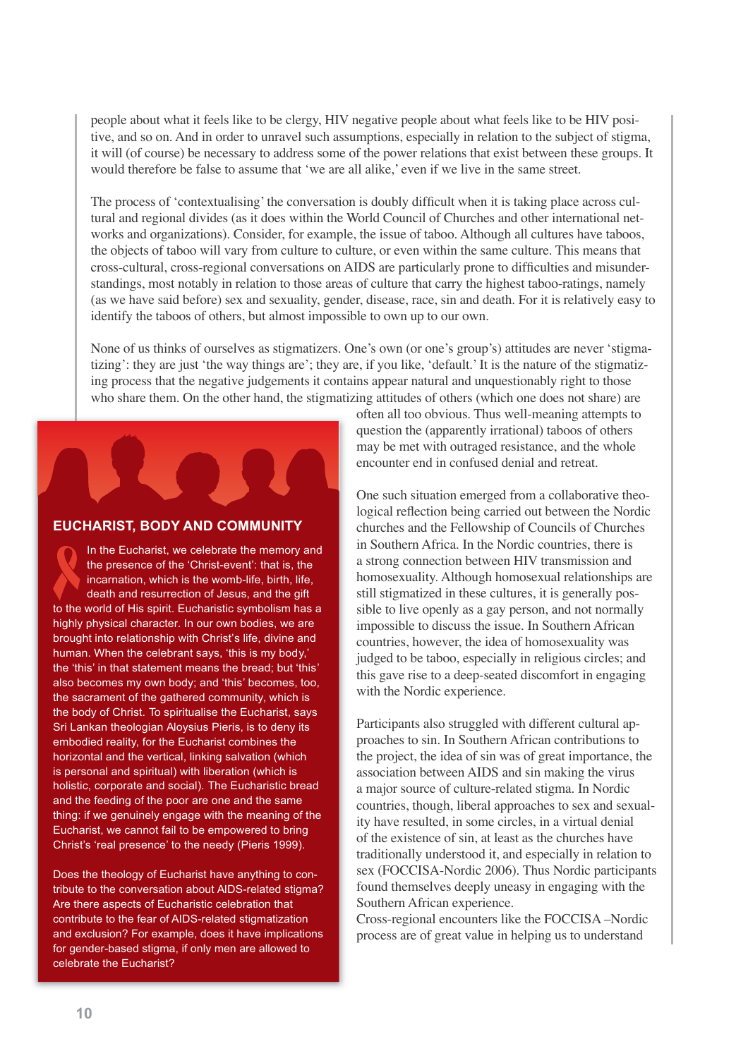people about what it feels like to be clergy, HIV negative people about what feels like to be HIV positive, and so on. And in order to unravel such assumptions, especially in relation to the subject of stigma, it will (of course) be necessary to address some of the power relations that exist between these groups. It would therefore be false to assume that 'we are all alike,' even if we live in the same street.

The process of 'contextualising' the conversation is doubly difficult when it is taking place across cultural and regional divides (as it does within the World Council of Churches and other international networks and organizations). Consider, for example, the issue of taboo. Although all cultures have taboos, the objects of taboo will vary from culture to culture, or even within the same culture. This means that cross-cultural, cross-regional conversations on AIDS are particularly prone to difficulties and misunderstandings, most notably in relation to those areas of culture that carry the highest taboo-ratings, namely (as we have said before) sex and sexuality, gender, disease, race, sin and death. For it is relatively easy to identify the taboos of others, but almost impossible to own up to our own.

None of us thinks of ourselves as stigmatizers. One's own (or one's group's) attitudes are never 'stigmatizing': they are just 'the way things are'; they are, if you like, 'default.' It is the nature of the stigmatizing process that the negative judgements it contains appear natural and unquestionably right to those who share them. On the other hand, the stigmatizing attitudes of others (which one does not share) are often all too obvious. Thus well-meaning attempts to question the (apparently irrational) taboos of others may be met with outraged resistance, and the whole encounter end in confused denial and retreat.

One such situation emerged from a collaborative theological reflection being carried out between the Nordic churches and the Fellowship of Councils of Churches in Southern Africa. In the Nordic countries, there is a strong connection between HIV transmission and homosexuality. Although homosexual relationships are still stigmatized in these cultures, it is generally possible to live openly as a gay person, and not normally impossible to discuss the issue. In Southern African countries, however, the idea of homosexuality was judged to be taboo, especially in religious circles; and this gave rise to a deep-seated discomfort in engaging with the Nordic experience.

Participants also struggled with different cultural approaches to sin. In Southern African contributions to the project, the idea of sin was of great importance, the association between AIDS and sin making the virus a major source of culture-related stigma. In Nordic countries, though, liberal approaches to sex and sexuality have resulted, in some circles, in a virtual denial of the existence of sin, at least as the churches have traditionally understood it, and especially in relation to sex (FOCCISA-Nordic 2006). Thus Nordic participants found themselves deeply uneasy in engaging with the Southern African experience.

Cross-regional encounters like the FOCCISA –Nordic process are of great value in helping us to understand

## EUCHARIST, BODY AND COMMUNITY

In the Eucharist, we celebrate the memory and the presence of the 'Christ-event': that is, the incarnation, which is the womb-life, birth, life, death and resurrection of Jesus, and the gift to the world of His spirit. Eucharistic symbolism has a highly physical character. In our own bodies, we are brought into relationship with Christ's life, divine and human. When the celebrant says, 'this is my body,' the 'this' in that statement means the bread; but 'this' also becomes my own body; and 'this' becomes, too, the sacrament of the gathered community, which is the body of Christ. To spiritualise the Eucharist, says Sri Lankan theologian Aloysius Pieris, is to deny its embodied reality, for the Eucharist combines the horizontal and the vertical, linking salvation (which is personal and spiritual) with liberation (which is holistic, corporate and social). The Eucharistic bread and the feeding of the poor are one and the same thing: if we genuinely engage with the meaning of the Eucharist, we cannot fail to be empowered to bring Christ's 'real presence' to the needy (Pieris 1999).

Does the theology of Eucharist have anything to contribute to the conversation about AIDS-related stigma? Are there aspects of Eucharistic celebration that contribute to the fear of AIDS-related stigmatization and exclusion? For example, does it have implications for gender-based stigma, if only men are allowed to celebrate the Eucharist?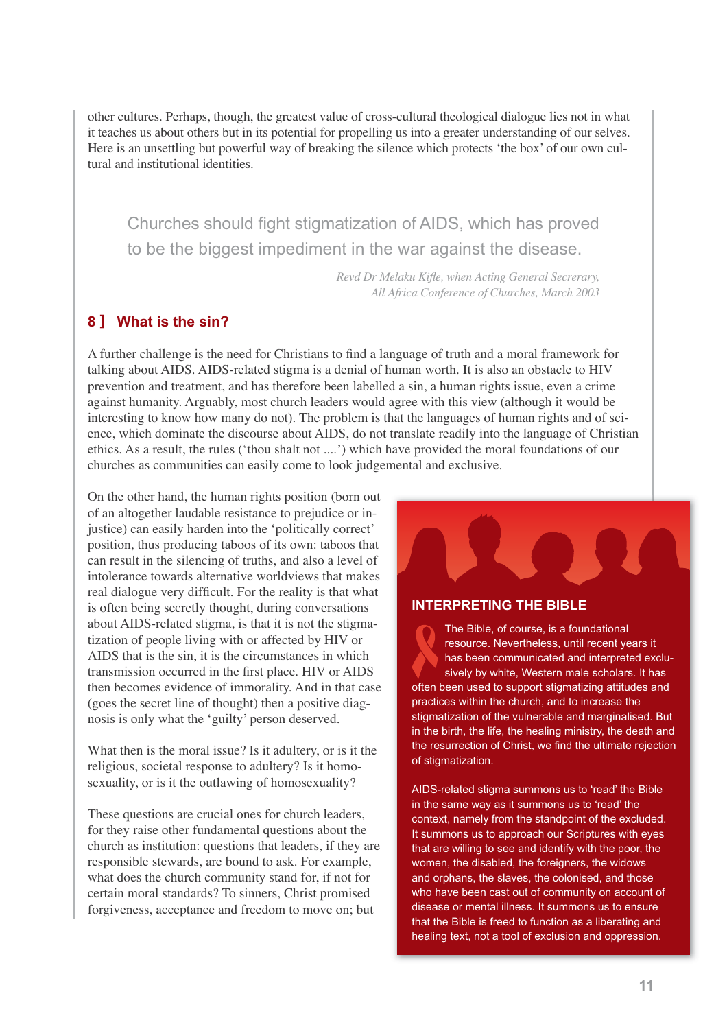other cultures. Perhaps, though, the greatest value of cross-cultural theological dialogue lies not in what it teaches us about others but in its potential for propelling us into a greater understanding of our selves. Here is an unsettling but powerful way of breaking the silence which protects 'the box' of our own cultural and institutional identities.

> Churches should fight stigmatization of AIDS, which has proved to be the biggest impediment in the war against the disease.
>
> *Revd Dr Melaku Kifle, when Acting General Secrerary, All Africa Conference of Churches, March 2003*

## 8 ] What is the sin?

A further challenge is the need for Christians to find a language of truth and a moral framework for talking about AIDS. AIDS-related stigma is a denial of human worth. It is also an obstacle to HIV prevention and treatment, and has therefore been labelled a sin, a human rights issue, even a crime against humanity. Arguably, most church leaders would agree with this view (although it would be interesting to know how many do not). The problem is that the languages of human rights and of science, which dominate the discourse about AIDS, do not translate readily into the language of Christian ethics. As a result, the rules ('thou shalt not ....') which have provided the moral foundations of our churches as communities can easily come to look judgemental and exclusive.

On the other hand, the human rights position (born out of an altogether laudable resistance to prejudice or injustice) can easily harden into the 'politically correct' position, thus producing taboos of its own: taboos that can result in the silencing of truths, and also a level of intolerance towards alternative worldviews that makes real dialogue very difficult. For the reality is that what is often being secretly thought, during conversations about AIDS-related stigma, is that it is not the stigmatization of people living with or affected by HIV or AIDS that is the sin, it is the circumstances in which transmission occurred in the first place. HIV or AIDS then becomes evidence of immorality. And in that case (goes the secret line of thought) then a positive diagnosis is only what the 'guilty' person deserved.

What then is the moral issue? Is it adultery, or is it the religious, societal response to adultery? Is it homosexuality, or is it the outlawing of homosexuality?

These questions are crucial ones for church leaders, for they raise other fundamental questions about the church as institution: questions that leaders, if they are responsible stewards, are bound to ask. For example, what does the church community stand for, if not for certain moral standards? To sinners, Christ promised forgiveness, acceptance and freedom to move on; but

### INTERPRETING THE BIBLE

The Bible, of course, is a foundational resource. Nevertheless, until recent years it has been communicated and interpreted exclusively by white, Western male scholars. It has often been used to support stigmatizing attitudes and practices within the church, and to increase the stigmatization of the vulnerable and marginalised. But in the birth, the life, the healing ministry, the death and the resurrection of Christ, we find the ultimate rejection of stigmatization.

AIDS-related stigma summons us to 'read' the Bible in the same way as it summons us to 'read' the context, namely from the standpoint of the excluded. It summons us to approach our Scriptures with eyes that are willing to see and identify with the poor, the women, the disabled, the foreigners, the widows and orphans, the slaves, the colonised, and those who have been cast out of community on account of disease or mental illness. It summons us to ensure that the Bible is freed to function as a liberating and healing text, not a tool of exclusion and oppression.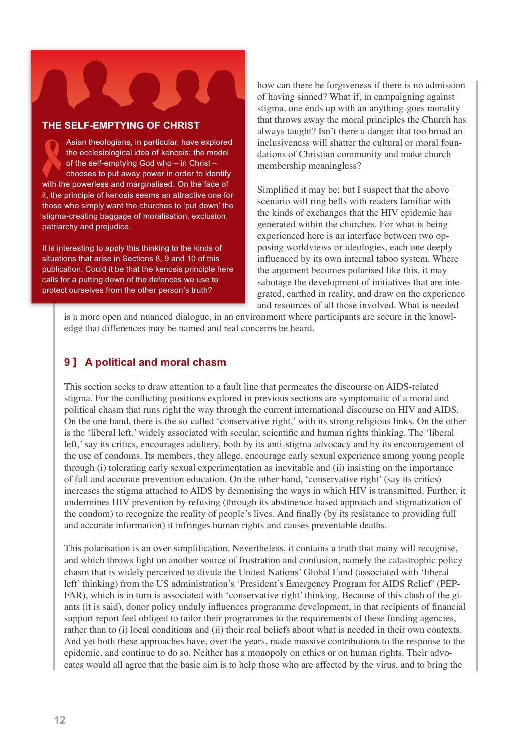### THE SELF-EMPTYING OF CHRIST

Asian theologians, in particular, have explored the ecclesiological idea of kenosis: the model of the self-emptying God who – in Christ – chooses to put away power in order to identify with the powerless and marginalised. On the face of it, the principle of kenosis seems an attractive one for those who simply want the churches to 'put down' the stigma-creating baggage of moralisation, exclusion, patriarchy and prejudice.

It is interesting to apply this thinking to the kinds of situations that arise in Sections 8, 9 and 10 of this publication. Could it be that the kenosis principle here calls for a putting down of the defences we use to protect ourselves from the other person's truth?

how can there be forgiveness if there is no admission of having sinned? What if, in campaigning against stigma, one ends up with an anything-goes morality that throws away the moral principles the Church has always taught? Isn't there a danger that too broad an inclusiveness will shatter the cultural or moral foundations of Christian community and make church membership meaningless?

Simplified it may be: but I suspect that the above scenario will ring bells with readers familiar with the kinds of exchanges that the HIV epidemic has generated within the churches. For what is being experienced here is an interface between two opposing worldviews or ideologies, each one deeply influenced by its own internal taboo system. Where the argument becomes polarised like this, it may sabotage the development of initiatives that are integrated, earthed in reality, and draw on the experience and resources of all those involved. What is needed is a more open and nuanced dialogue, in an environment where participants are secure in the knowledge that differences may be named and real concerns be heard.

## 9 ] A political and moral chasm

This section seeks to draw attention to a fault line that permeates the discourse on AIDS-related stigma. For the conflicting positions explored in previous sections are symptomatic of a moral and political chasm that runs right the way through the current international discourse on HIV and AIDS. On the one hand, there is the so-called 'conservative right,' with its strong religious links. On the other is the 'liberal left,' widely associated with secular, scientific and human rights thinking. The 'liberal left,' say its critics, encourages adultery, both by its anti-stigma advocacy and by its encouragement of the use of condoms. Its members, they allege, encourage early sexual experience among young people through (i) tolerating early sexual experimentation as inevitable and (ii) insisting on the importance of full and accurate prevention education. On the other hand, 'conservative right' (say its critics) increases the stigma attached to AIDS by demonising the ways in which HIV is transmitted. Further, it undermines HIV prevention by refusing (through its abstinence-based approach and stigmatization of the condom) to recognize the reality of people's lives. And finally (by its resistance to providing full and accurate information) it infringes human rights and causes preventable deaths.

This polarisation is an over-simplification. Nevertheless, it contains a truth that many will recognise, and which throws light on another source of frustration and confusion, namely the catastrophic policy chasm that is widely perceived to divide the United Nations' Global Fund (associated with 'liberal left' thinking) from the US administration's 'President's Emergency Program for AIDS Relief' (PEPFAR), which is in turn is associated with 'conservative right' thinking. Because of this clash of the giants (it is said), donor policy unduly influences programme development, in that recipients of financial support report feel obliged to tailor their programmes to the requirements of these funding agencies, rather than to (i) local conditions and (ii) their real beliefs about what is needed in their own contexts. And yet both these approaches have, over the years, made massive contributions to the response to the epidemic, and continue to do so. Neither has a monopoly on ethics or on human rights. Their advocates would all agree that the basic aim is to help those who are affected by the virus, and to bring the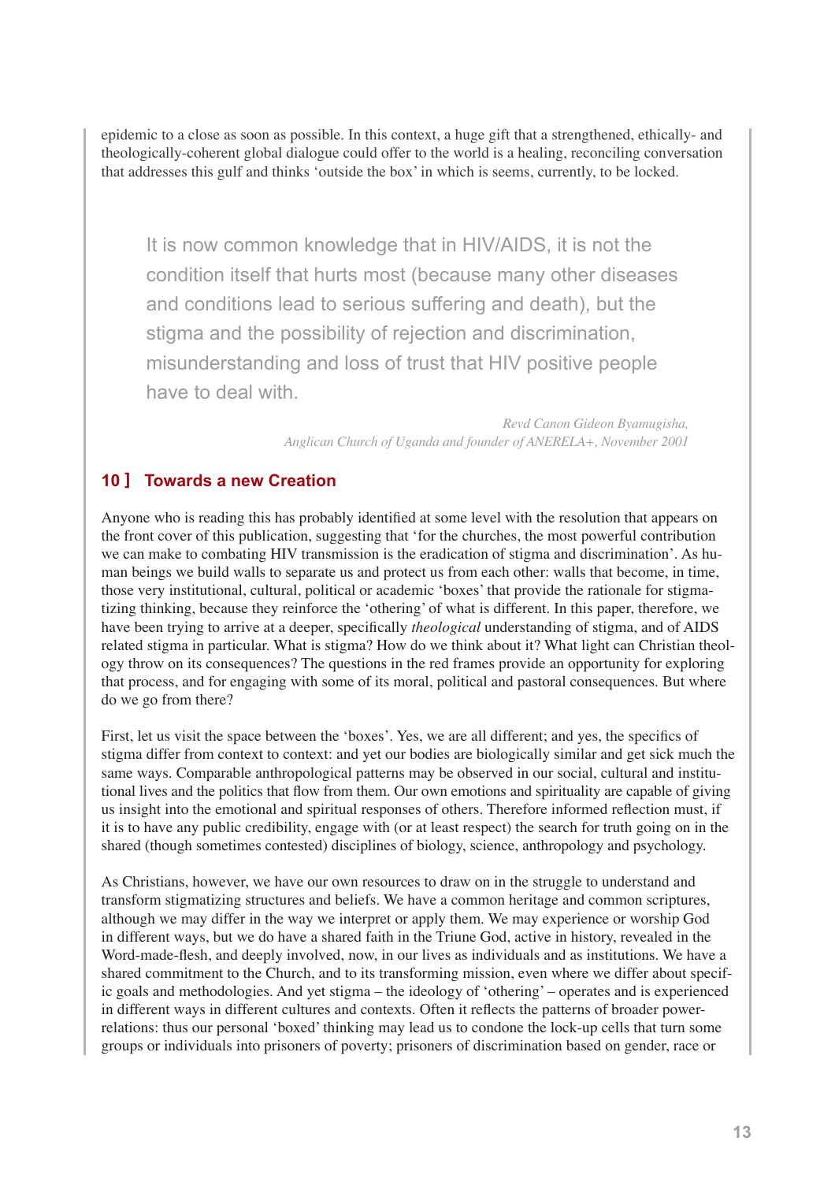epidemic to a close as soon as possible. In this context, a huge gift that a strengthened, ethically- and theologically-coherent global dialogue could offer to the world is a healing, reconciling conversation that addresses this gulf and thinks 'outside the box' in which is seems, currently, to be locked.

> It is now common knowledge that in HIV/AIDS, it is not the condition itself that hurts most (because many other diseases and conditions lead to serious suffering and death), but the stigma and the possibility of rejection and discrimination, misunderstanding and loss of trust that HIV positive people have to deal with.
>
> *Revd Canon Gideon Byamugisha, Anglican Church of Uganda and founder of ANERELA+, November 2001*

## 10 ] Towards a new Creation

Anyone who is reading this has probably identified at some level with the resolution that appears on the front cover of this publication, suggesting that 'for the churches, the most powerful contribution we can make to combating HIV transmission is the eradication of stigma and discrimination'. As human beings we build walls to separate us and protect us from each other: walls that become, in time, those very institutional, cultural, political or academic 'boxes' that provide the rationale for stigmatizing thinking, because they reinforce the 'othering' of what is different. In this paper, therefore, we have been trying to arrive at a deeper, specifically *theological* understanding of stigma, and of AIDS related stigma in particular. What is stigma? How do we think about it? What light can Christian theology throw on its consequences? The questions in the red frames provide an opportunity for exploring that process, and for engaging with some of its moral, political and pastoral consequences. But where do we go from there?

First, let us visit the space between the 'boxes'. Yes, we are all different; and yes, the specifics of stigma differ from context to context: and yet our bodies are biologically similar and get sick much the same ways. Comparable anthropological patterns may be observed in our social, cultural and institutional lives and the politics that flow from them. Our own emotions and spirituality are capable of giving us insight into the emotional and spiritual responses of others. Therefore informed reflection must, if it is to have any public credibility, engage with (or at least respect) the search for truth going on in the shared (though sometimes contested) disciplines of biology, science, anthropology and psychology.

As Christians, however, we have our own resources to draw on in the struggle to understand and transform stigmatizing structures and beliefs. We have a common heritage and common scriptures, although we may differ in the way we interpret or apply them. We may experience or worship God in different ways, but we do have a shared faith in the Triune God, active in history, revealed in the Word-made-flesh, and deeply involved, now, in our lives as individuals and as institutions. We have a shared commitment to the Church, and to its transforming mission, even where we differ about specific goals and methodologies. And yet stigma – the ideology of 'othering' – operates and is experienced in different ways in different cultures and contexts. Often it reflects the patterns of broader power-relations: thus our personal 'boxed' thinking may lead us to condone the lock-up cells that turn some groups or individuals into prisoners of poverty; prisoners of discrimination based on gender, race or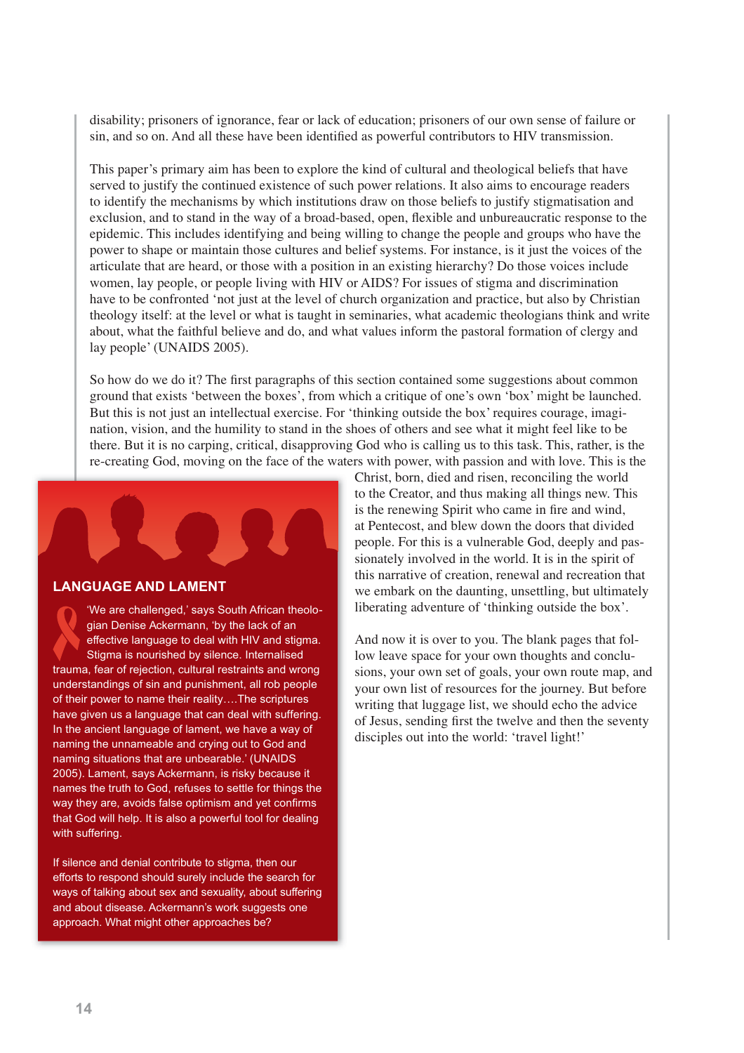disability; prisoners of ignorance, fear or lack of education; prisoners of our own sense of failure or sin, and so on. And all these have been identified as powerful contributors to HIV transmission.

This paper's primary aim has been to explore the kind of cultural and theological beliefs that have served to justify the continued existence of such power relations. It also aims to encourage readers to identify the mechanisms by which institutions draw on those beliefs to justify stigmatisation and exclusion, and to stand in the way of a broad-based, open, flexible and unbureaucratic response to the epidemic. This includes identifying and being willing to change the people and groups who have the power to shape or maintain those cultures and belief systems. For instance, is it just the voices of the articulate that are heard, or those with a position in an existing hierarchy? Do those voices include women, lay people, or people living with HIV or AIDS? For issues of stigma and discrimination have to be confronted 'not just at the level of church organization and practice, but also by Christian theology itself: at the level or what is taught in seminaries, what academic theologians think and write about, what the faithful believe and do, and what values inform the pastoral formation of clergy and lay people' (UNAIDS 2005).

So how do we do it? The first paragraphs of this section contained some suggestions about common ground that exists 'between the boxes', from which a critique of one's own 'box' might be launched. But this is not just an intellectual exercise. For 'thinking outside the box' requires courage, imagination, vision, and the humility to stand in the shoes of others and see what it might feel like to be there. But it is no carping, critical, disapproving God who is calling us to this task. This, rather, is the re-creating God, moving on the face of the waters with power, with passion and with love. This is the Christ, born, died and risen, reconciling the world to the Creator, and thus making all things new. This is the renewing Spirit who came in fire and wind, at Pentecost, and blew down the doors that divided people. For this is a vulnerable God, deeply and passionately involved in the world. It is in the spirit of this narrative of creation, renewal and recreation that we embark on the daunting, unsettling, but ultimately liberating adventure of 'thinking outside the box'.

And now it is over to you. The blank pages that follow leave space for your own thoughts and conclusions, your own set of goals, your own route map, and your own list of resources for the journey. But before writing that luggage list, we should echo the advice of Jesus, sending first the twelve and then the seventy disciples out into the world: 'travel light!'

### LANGUAGE AND LAMENT

'We are challenged,' says South African theologian Denise Ackermann, 'by the lack of an effective language to deal with HIV and stigma. Stigma is nourished by silence. Internalised trauma, fear of rejection, cultural restraints and wrong understandings of sin and punishment, all rob people of their power to name their reality….The scriptures have given us a language that can deal with suffering. In the ancient language of lament, we have a way of naming the unnameable and crying out to God and naming situations that are unbearable.' (UNAIDS 2005). Lament, says Ackermann, is risky because it names the truth to God, refuses to settle for things the way they are, avoids false optimism and yet confirms that God will help. It is also a powerful tool for dealing with suffering.

If silence and denial contribute to stigma, then our efforts to respond should surely include the search for ways of talking about sex and sexuality, about suffering and about disease. Ackermann's work suggests one approach. What might other approaches be?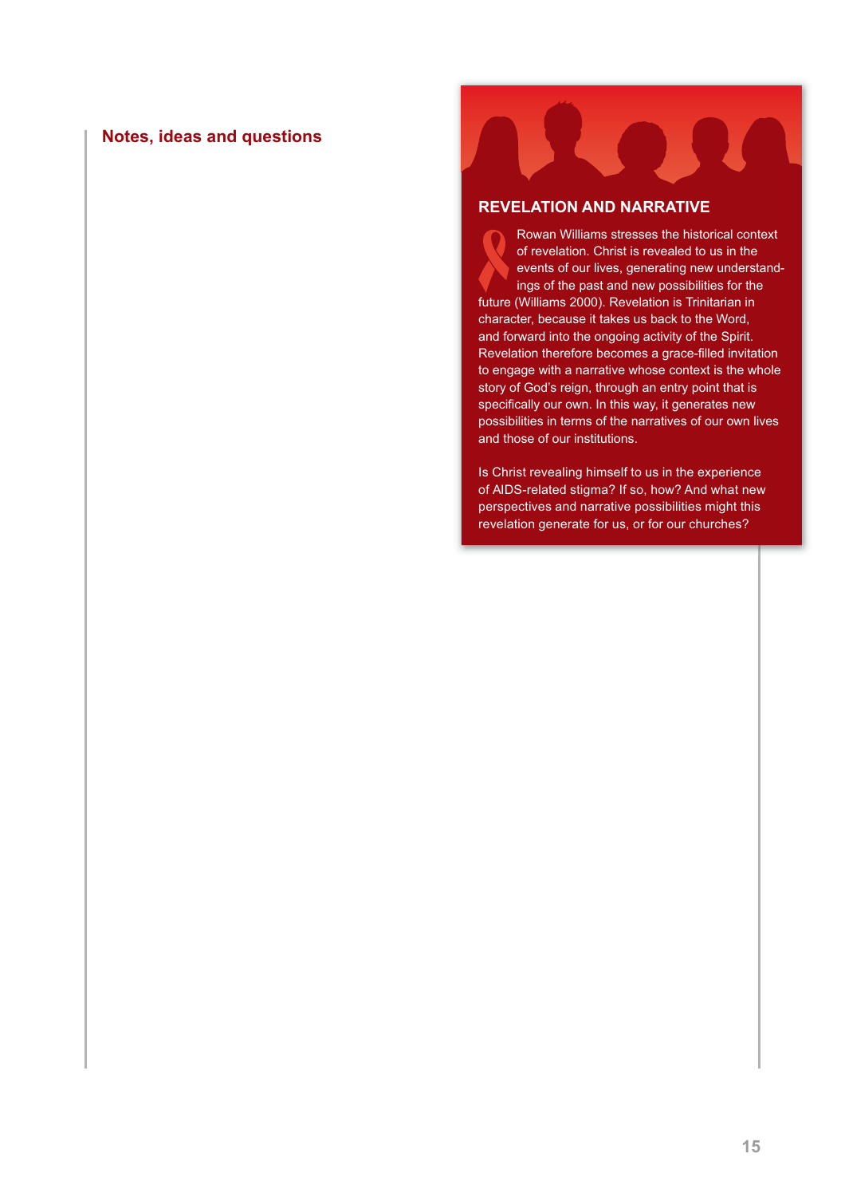## Notes, ideas and questions

### REVELATION AND NARRATIVE

Rowan Williams stresses the historical context of revelation. Christ is revealed to us in the events of our lives, generating new understandings of the past and new possibilities for the future (Williams 2000). Revelation is Trinitarian in character, because it takes us back to the Word, and forward into the ongoing activity of the Spirit. Revelation therefore becomes a grace-filled invitation to engage with a narrative whose context is the whole story of God's reign, through an entry point that is specifically our own. In this way, it generates new possibilities in terms of the narratives of our own lives and those of our institutions.

Is Christ revealing himself to us in the experience of AIDS-related stigma? If so, how? And what new perspectives and narrative possibilities might this revelation generate for us, or for our churches?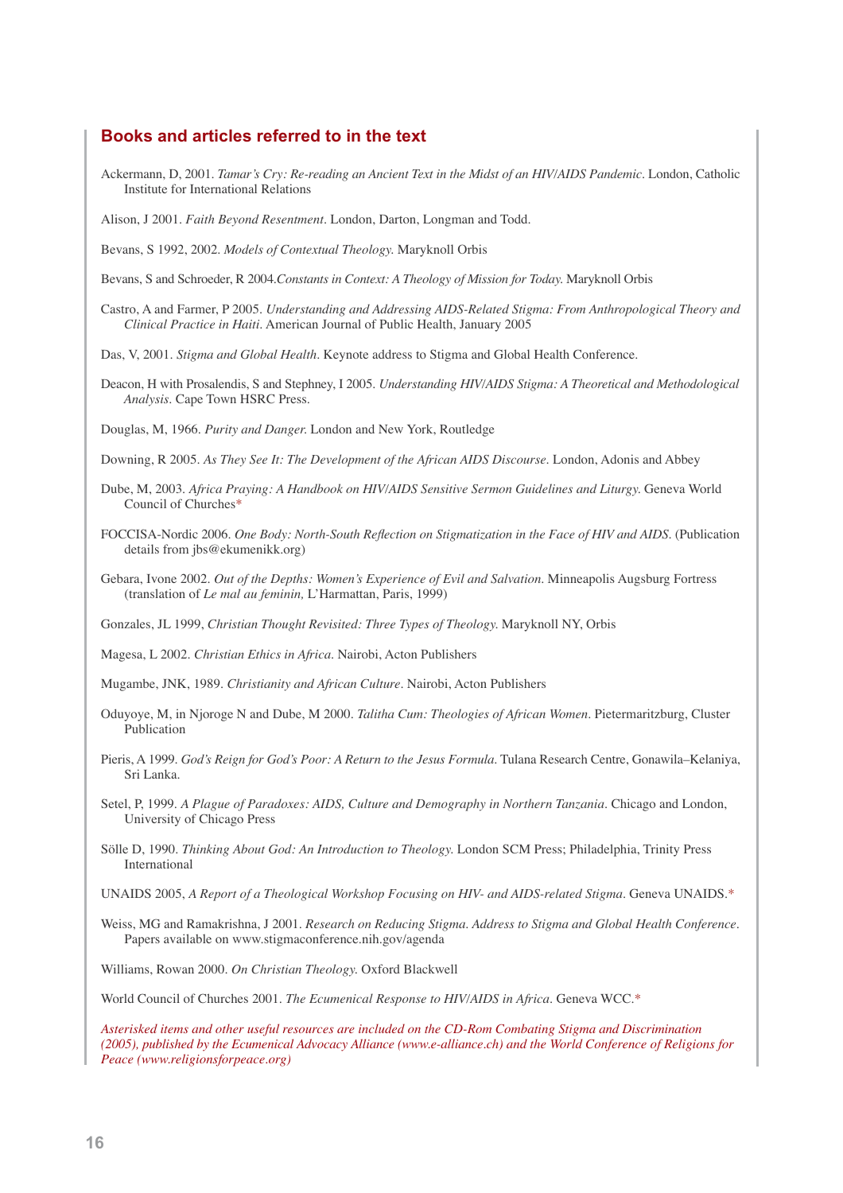## Books and articles referred to in the text

Ackermann, D, 2001. *Tamar's Cry: Re-reading an Ancient Text in the Midst of an HIV/AIDS Pandemic*. London, Catholic Institute for International Relations

Alison, J 2001. *Faith Beyond Resentment*. London, Darton, Longman and Todd.

Bevans, S 1992, 2002. *Models of Contextual Theology.* Maryknoll Orbis

Bevans, S and Schroeder, R 2004.*Constants in Context: A Theology of Mission for Today.* Maryknoll Orbis

Castro, A and Farmer, P 2005. *Understanding and Addressing AIDS-Related Stigma: From Anthropological Theory and Clinical Practice in Haiti*. American Journal of Public Health, January 2005

Das, V, 2001. *Stigma and Global Health*. Keynote address to Stigma and Global Health Conference.

Deacon, H with Prosalendis, S and Stephney, I 2005. *Understanding HIV/AIDS Stigma: A Theoretical and Methodological Analysis*. Cape Town HSRC Press.

Douglas, M, 1966. *Purity and Danger.* London and New York, Routledge

Downing, R 2005. *As They See It: The Development of the African AIDS Discourse*. London, Adonis and Abbey

Dube, M, 2003. *Africa Praying: A Handbook on HIV/AIDS Sensitive Sermon Guidelines and Liturgy.* Geneva World Council of Churches*

FOCCISA-Nordic 2006. *One Body: North-South Reflection on Stigmatization in the Face of HIV and AIDS.* (Publication details from jbs@ekumenikk.org)

Gebara, Ivone 2002. *Out of the Depths: Women's Experience of Evil and Salvation*. Minneapolis Augsburg Fortress (translation of *Le mal au feminin,* L'Harmattan, Paris, 1999)

Gonzales, JL 1999, *Christian Thought Revisited: Three Types of Theology.* Maryknoll NY, Orbis

Magesa, L 2002. *Christian Ethics in Africa.* Nairobi, Acton Publishers

Mugambe, JNK, 1989. *Christianity and African Culture*. Nairobi, Acton Publishers

Oduyoye, M, in Njoroge N and Dube, M 2000. *Talitha Cum: Theologies of African Women*. Pietermaritzburg, Cluster Publication

Pieris, A 1999. *God's Reign for God's Poor: A Return to the Jesus Formula.* Tulana Research Centre, Gonawila–Kelaniya, Sri Lanka.

Setel, P, 1999. *A Plague of Paradoxes: AIDS, Culture and Demography in Northern Tanzania*. Chicago and London, University of Chicago Press

Sölle D, 1990. *Thinking About God: An Introduction to Theology.* London SCM Press; Philadelphia, Trinity Press International

UNAIDS 2005, *A Report of a Theological Workshop Focusing on HIV- and AIDS-related Stigma*. Geneva UNAIDS.*

Weiss, MG and Ramakrishna, J 2001. *Research on Reducing Stigma. Address to Stigma and Global Health Conference*. Papers available on www.stigmaconference.nih.gov/agenda

Williams, Rowan 2000. *On Christian Theology.* Oxford Blackwell

World Council of Churches 2001. *The Ecumenical Response to HIV/AIDS in Africa*. Geneva WCC.*

*Asterisked items and other useful resources are included on the CD-Rom Combating Stigma and Discrimination (2005), published by the Ecumenical Advocacy Alliance (www.e-alliance.ch) and the World Conference of Religions for Peace (www.religionsforpeace.org)*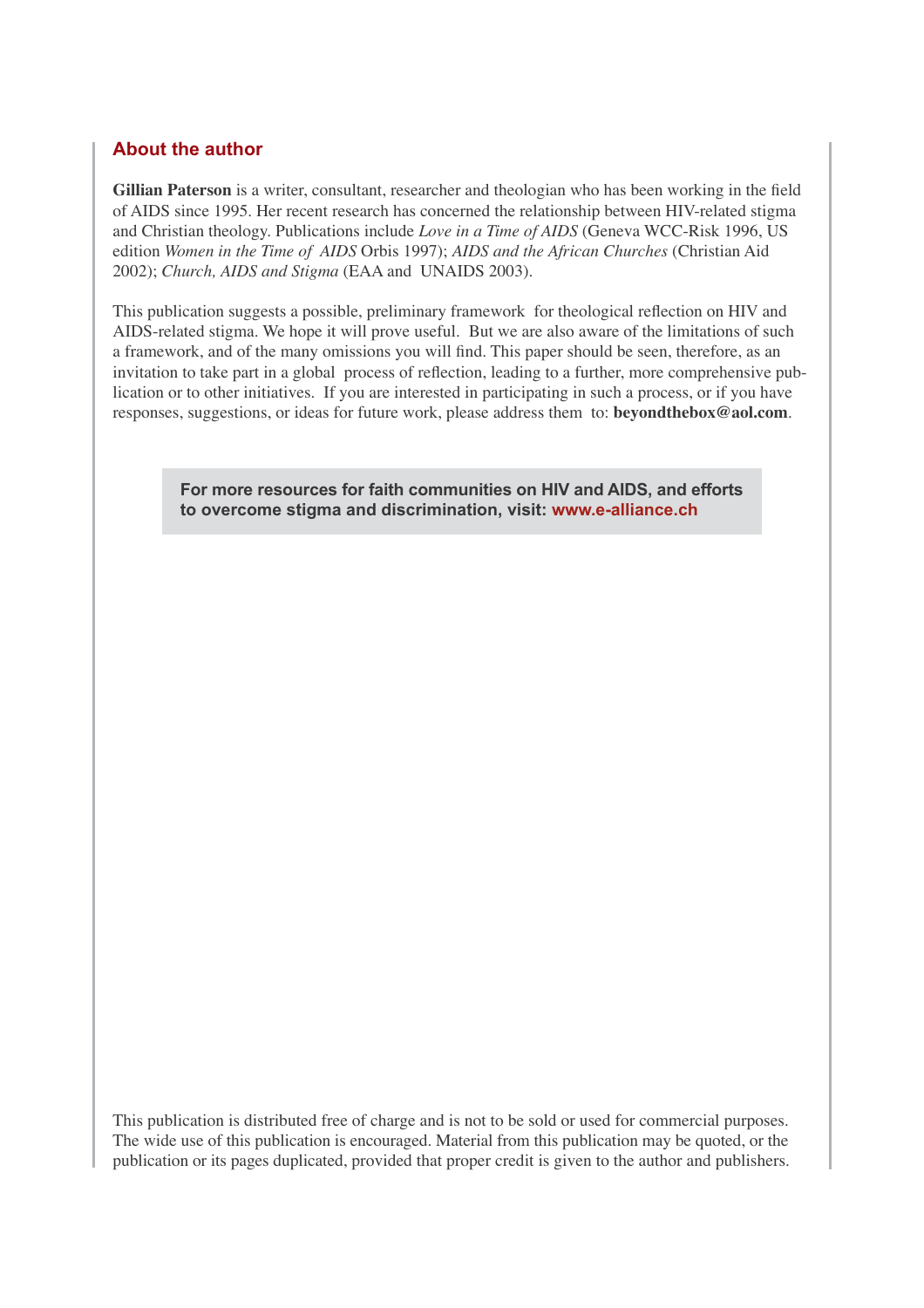## About the author

**Gillian Paterson** is a writer, consultant, researcher and theologian who has been working in the field of AIDS since 1995. Her recent research has concerned the relationship between HIV-related stigma and Christian theology. Publications include *Love in a Time of AIDS* (Geneva WCC-Risk 1996, US edition *Women in the Time of AIDS* Orbis 1997); *AIDS and the African Churches* (Christian Aid 2002); *Church, AIDS and Stigma* (EAA and UNAIDS 2003).

This publication suggests a possible, preliminary framework for theological reflection on HIV and AIDS-related stigma. We hope it will prove useful. But we are also aware of the limitations of such a framework, and of the many omissions you will find. This paper should be seen, therefore, as an invitation to take part in a global process of reflection, leading to a further, more comprehensive publication or to other initiatives. If you are interested in participating in such a process, or if you have responses, suggestions, or ideas for future work, please address them to: **beyondthebox@aol.com**.

**For more resources for faith communities on HIV and AIDS, and efforts to overcome stigma and discrimination, visit: www.e-alliance.ch**

This publication is distributed free of charge and is not to be sold or used for commercial purposes. The wide use of this publication is encouraged. Material from this publication may be quoted, or the publication or its pages duplicated, provided that proper credit is given to the author and publishers.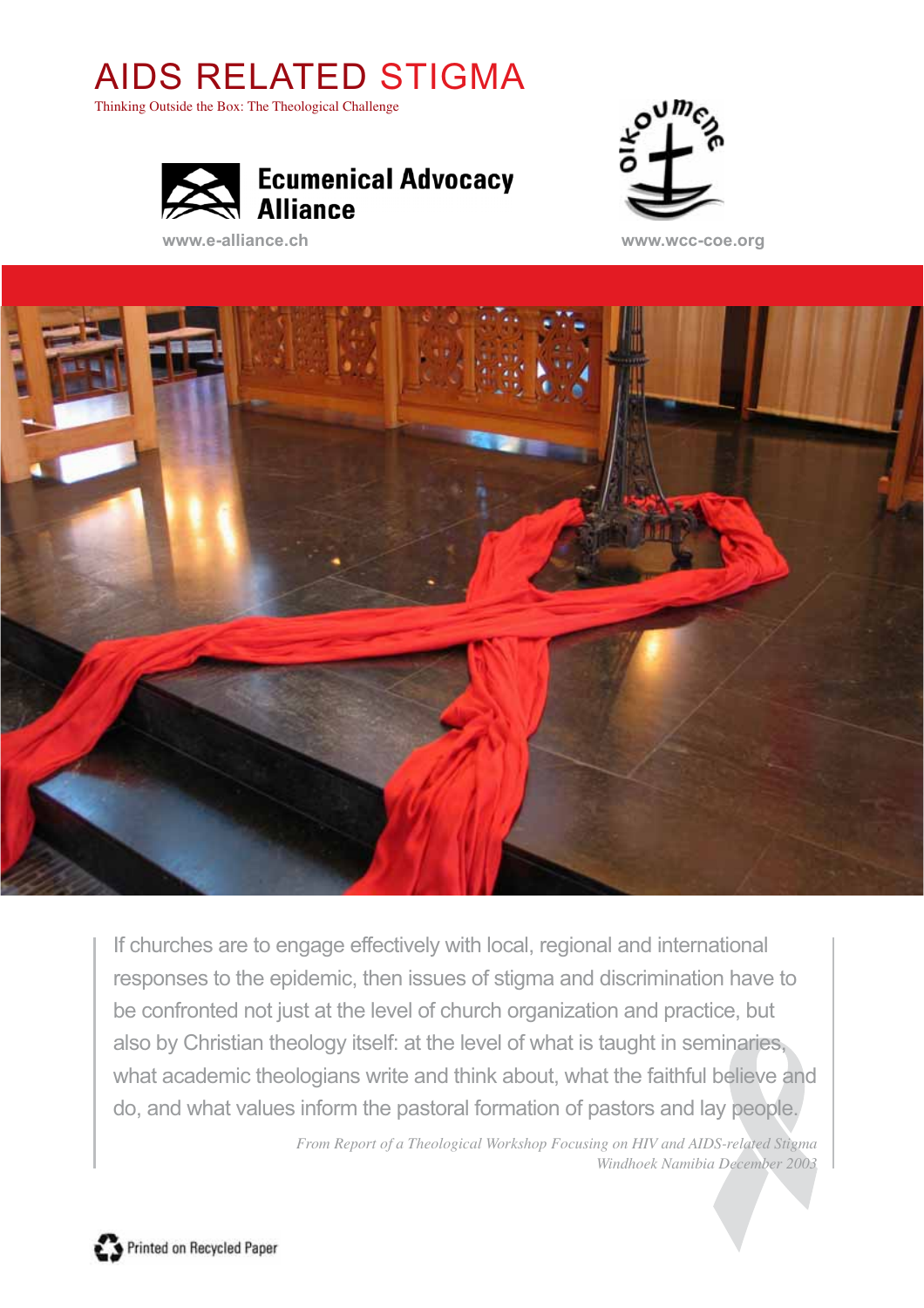# AIDS RELATED STIGMA

Thinking Outside the Box: The Theological Challenge

Ecumenical Advocacy Alliance

www.e-alliance.ch

oikoumene

www.wcc-coe.org

If churches are to engage effectively with local, regional and international responses to the epidemic, then issues of stigma and discrimination have to be confronted not just at the level of church organization and practice, but also by Christian theology itself: at the level of what is taught in seminaries, what academic theologians write and think about, what the faithful believe and do, and what values inform the pastoral formation of pastors and lay people.

*From Report of a Theological Workshop Focusing on HIV and AIDS-related Stigma*
*Windhoek Namibia December 2003*

Printed on Recycled Paper